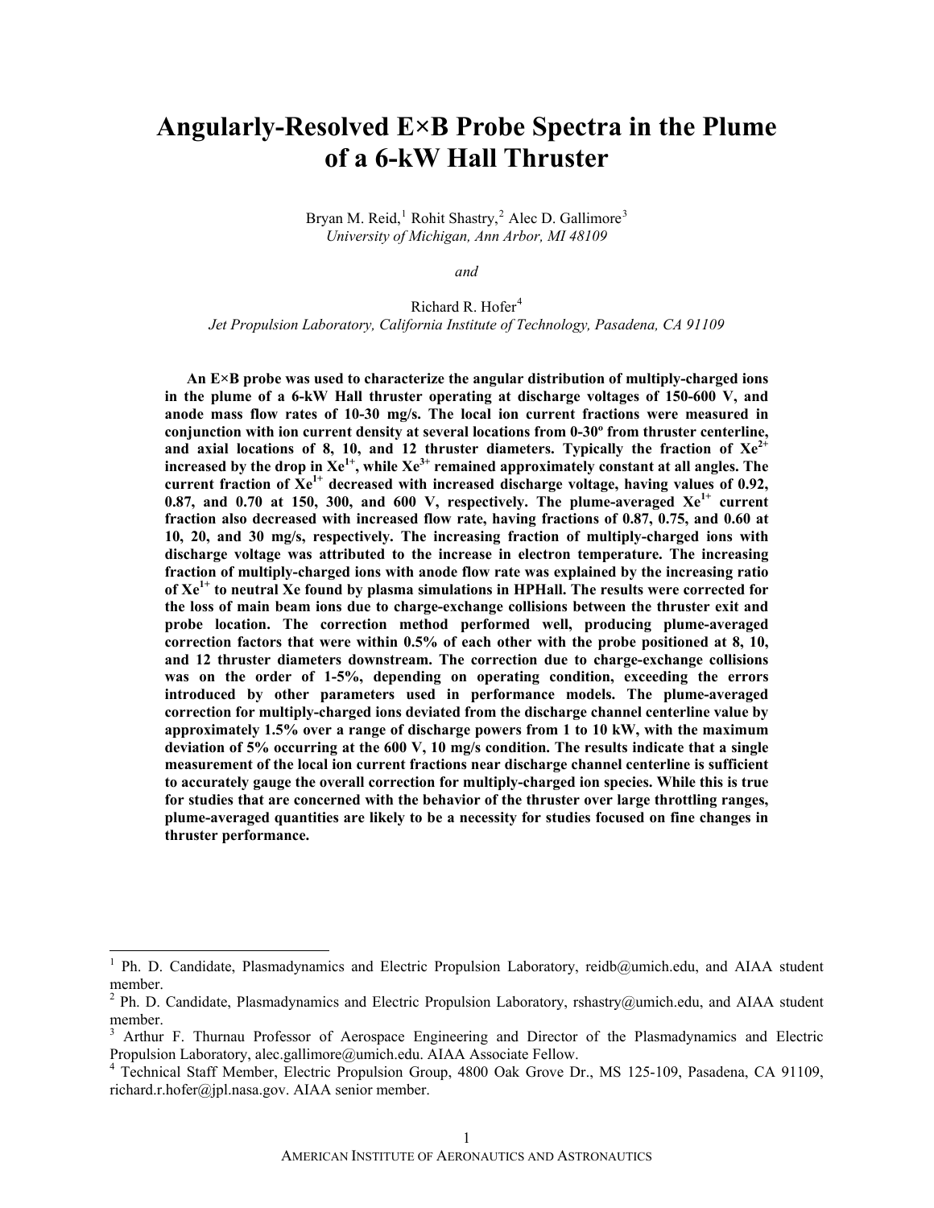# Angularly-Resolved E×B Probe Spectra in the Plume of a 6-kW Hall Thruster

Bryan M. Reid,[1] Rohit Shastry,[2] Alec D. Gallimore[3]
*University of Michigan, Ann Arbor, MI 48109*

*and*

Richard R. Hofer[4]
*Jet Propulsion Laboratory, California Institute of Technology, Pasadena, CA 91109*

**An E×B probe was used to characterize the angular distribution of multiply-charged ions in the plume of a 6-kW Hall thruster operating at discharge voltages of 150-600 V, and anode mass flow rates of 10-30 mg/s. The local ion current fractions were measured in conjunction with ion current density at several locations from 0-30º from thruster centerline, and axial locations of 8, 10, and 12 thruster diameters. Typically the fraction of $Xe^{2+}$ increased by the drop in $Xe^{1+}$, while $Xe^{3+}$ remained approximately constant at all angles. The current fraction of $Xe^{1+}$ decreased with increased discharge voltage, having values of 0.92, 0.87, and 0.70 at 150, 300, and 600 V, respectively. The plume-averaged $Xe^{1+}$ current fraction also decreased with increased flow rate, having fractions of 0.87, 0.75, and 0.60 at 10, 20, and 30 mg/s, respectively. The increasing fraction of multiply-charged ions with discharge voltage was attributed to the increase in electron temperature. The increasing fraction of multiply-charged ions with anode flow rate was explained by the increasing ratio of $Xe^{1+}$ to neutral Xe found by plasma simulations in HPHall. The results were corrected for the loss of main beam ions due to charge-exchange collisions between the thruster exit and probe location. The correction method performed well, producing plume-averaged correction factors that were within 0.5% of each other with the probe positioned at 8, 10, and 12 thruster diameters downstream. The correction due to charge-exchange collisions was on the order of 1-5%, depending on operating condition, exceeding the errors introduced by other parameters used in performance models. The plume-averaged correction for multiply-charged ions deviated from the discharge channel centerline value by approximately 1.5% over a range of discharge powers from 1 to 10 kW, with the maximum deviation of 5% occurring at the 600 V, 10 mg/s condition. The results indicate that a single measurement of the local ion current fractions near discharge channel centerline is sufficient to accurately gauge the overall correction for multiply-charged ion species. While this is true for studies that are concerned with the behavior of the thruster over large throttling ranges, plume-averaged quantities are likely to be a necessity for studies focused on fine changes in thruster performance.**

---

[1] Ph. D. Candidate, Plasmadynamics and Electric Propulsion Laboratory, reidb@umich.edu, and AIAA student member.

[2] Ph. D. Candidate, Plasmadynamics and Electric Propulsion Laboratory, rshastry@umich.edu, and AIAA student member.

[3] Arthur F. Thurnau Professor of Aerospace Engineering and Director of the Plasmadynamics and Electric Propulsion Laboratory, alec.gallimore@umich.edu. AIAA Associate Fellow.

[4] Technical Staff Member, Electric Propulsion Group, 4800 Oak Grove Dr., MS 125-109, Pasadena, CA 91109, richard.r.hofer@jpl.nasa.gov. AIAA senior member.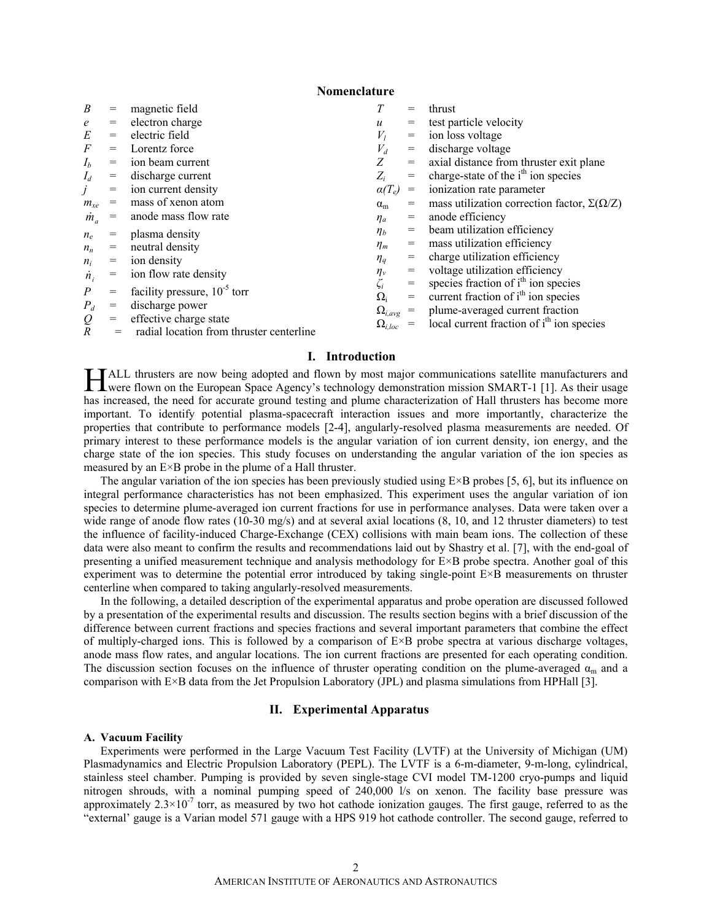## Nomenclature

| | | |
|---|---|---|
| $B$ | = | magnetic field |
| $e$ | = | electron charge |
| $E$ | = | electric field |
| $F$ | = | Lorentz force |
| $I_b$ | = | ion beam current |
| $I_d$ | = | discharge current |
| $j$ | = | ion current density |
| $m_{xe}$ | = | mass of xenon atom |
| $\dot{m}_a$ | = | anode mass flow rate |
| $n_e$ | = | plasma density |
| $n_n$ | = | neutral density |
| $n_i$ | = | ion density |
| $\dot{n}_i$ | = | ion flow rate density |
| $P$ | = | facility pressure, $10^{-5}$ torr |
| $P_d$ | = | discharge power |
| $Q$ | = | effective charge state |
| $R$ | = | radial location from thruster centerline |
| $T$ | = | thrust |
| $u$ | = | test particle velocity |
| $V_l$ | = | ion loss voltage |
| $V_d$ | = | discharge voltage |
| $Z$ | = | axial distance from thruster exit plane |
| $Z_i$ | = | charge-state of the i[th] ion species |
| $\alpha(T_e)$ | = | ionization rate parameter |
| $\alpha_m$ | = | mass utilization correction factor, $\Sigma(\Omega/Z)$ |
| $\eta_a$ | = | anode efficiency |
| $\eta_b$ | = | beam utilization efficiency |
| $\eta_m$ | = | mass utilization efficiency |
| $\eta_q$ | = | charge utilization efficiency |
| $\eta_v$ | = | voltage utilization efficiency |
| $\zeta_i$ | = | species fraction of i[th] ion species |
| $\Omega_i$ | = | current fraction of i[th] ion species |
| $\Omega_{i,avg}$ | = | plume-averaged current fraction |
| $\Omega_{i,loc}$ | = | local current fraction of i[th] ion species |

## I. Introduction

HALL thrusters are now being adopted and flown by most major communications satellite manufacturers and were flown on the European Space Agency's technology demonstration mission SMART-1 [1]. As their usage has increased, the need for accurate ground testing and plume characterization of Hall thrusters has become more important. To identify potential plasma-spacecraft interaction issues and more importantly, characterize the properties that contribute to performance models [2-4], angularly-resolved plasma measurements are needed. Of primary interest to these performance models is the angular variation of ion current density, ion energy, and the charge state of the ion species. This study focuses on understanding the angular variation of the ion species as measured by an E×B probe in the plume of a Hall thruster.

The angular variation of the ion species has been previously studied using E×B probes [5, 6], but its influence on integral performance characteristics has not been emphasized. This experiment uses the angular variation of ion species to determine plume-averaged ion current fractions for use in performance analyses. Data were taken over a wide range of anode flow rates (10-30 mg/s) and at several axial locations (8, 10, and 12 thruster diameters) to test the influence of facility-induced Charge-Exchange (CEX) collisions with main beam ions. The collection of these data were also meant to confirm the results and recommendations laid out by Shastry et al. [7], with the end-goal of presenting a unified measurement technique and analysis methodology for E×B probe spectra. Another goal of this experiment was to determine the potential error introduced by taking single-point E×B measurements on thruster centerline when compared to taking angularly-resolved measurements.

In the following, a detailed description of the experimental apparatus and probe operation are discussed followed by a presentation of the experimental results and discussion. The results section begins with a brief discussion of the difference between current fractions and species fractions and several important parameters that combine the effect of multiply-charged ions. This is followed by a comparison of E×B probe spectra at various discharge voltages, anode mass flow rates, and angular locations. The ion current fractions are presented for each operating condition. The discussion section focuses on the influence of thruster operating condition on the plume-averaged $\alpha_m$ and a comparison with E×B data from the Jet Propulsion Laboratory (JPL) and plasma simulations from HPHall [3].

## II. Experimental Apparatus

### A. Vacuum Facility

Experiments were performed in the Large Vacuum Test Facility (LVTF) at the University of Michigan (UM) Plasmadynamics and Electric Propulsion Laboratory (PEPL). The LVTF is a 6-m-diameter, 9-m-long, cylindrical, stainless steel chamber. Pumping is provided by seven single-stage CVI model TM-1200 cryo-pumps and liquid nitrogen shrouds, with a nominal pumping speed of 240,000 l/s on xenon. The facility base pressure was approximately $2.3\times10^{-7}$ torr, as measured by two hot cathode ionization gauges. The first gauge, referred to as the "external' gauge is a Varian model 571 gauge with a HPS 919 hot cathode controller. The second gauge, referred to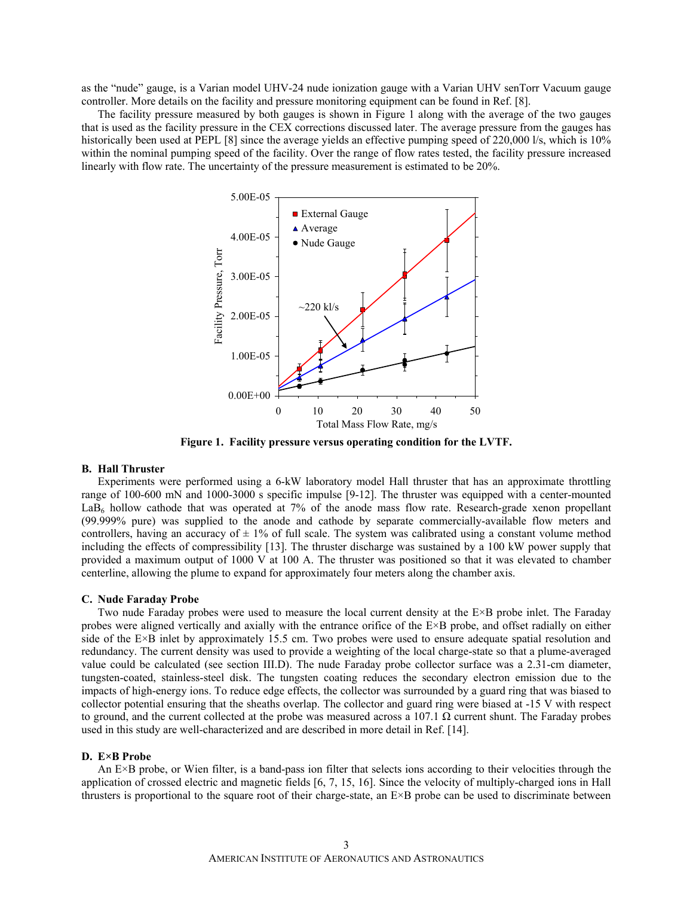as the "nude" gauge, is a Varian model UHV-24 nude ionization gauge with a Varian UHV senTorr Vacuum gauge controller. More details on the facility and pressure monitoring equipment can be found in Ref. [8].

The facility pressure measured by both gauges is shown in Figure 1 along with the average of the two gauges that is used as the facility pressure in the CEX corrections discussed later. The average pressure from the gauges has historically been used at PEPL [8] since the average yields an effective pumping speed of 220,000 l/s, which is 10% within the nominal pumping speed of the facility. Over the range of flow rates tested, the facility pressure increased linearly with flow rate. The uncertainty of the pressure measurement is estimated to be 20%.

**Figure 1. Facility pressure versus operating condition for the LVTF.**

### B. Hall Thruster

Experiments were performed using a 6-kW laboratory model Hall thruster that has an approximate throttling range of 100-600 mN and 1000-3000 s specific impulse [9-12]. The thruster was equipped with a center-mounted $LaB_6$ hollow cathode that was operated at 7% of the anode mass flow rate. Research-grade xenon propellant (99.999% pure) was supplied to the anode and cathode by separate commercially-available flow meters and controllers, having an accuracy of ± 1% of full scale. The system was calibrated using a constant volume method including the effects of compressibility [13]. The thruster discharge was sustained by a 100 kW power supply that provided a maximum output of 1000 V at 100 A. The thruster was positioned so that it was elevated to chamber centerline, allowing the plume to expand for approximately four meters along the chamber axis.

### C. Nude Faraday Probe

Two nude Faraday probes were used to measure the local current density at the E×B probe inlet. The Faraday probes were aligned vertically and axially with the entrance orifice of the E×B probe, and offset radially on either side of the E×B inlet by approximately 15.5 cm. Two probes were used to ensure adequate spatial resolution and redundancy. The current density was used to provide a weighting of the local charge-state so that a plume-averaged value could be calculated (see section III.D). The nude Faraday probe collector surface was a 2.31-cm diameter, tungsten-coated, stainless-steel disk. The tungsten coating reduces the secondary electron emission due to the impacts of high-energy ions. To reduce edge effects, the collector was surrounded by a guard ring that was biased to collector potential ensuring that the sheaths overlap. The collector and guard ring were biased at -15 V with respect to ground, and the current collected at the probe was measured across a 107.1 Ω current shunt. The Faraday probes used in this study are well-characterized and are described in more detail in Ref. [14].

### D. E×B Probe

An E×B probe, or Wien filter, is a band-pass ion filter that selects ions according to their velocities through the application of crossed electric and magnetic fields [6, 7, 15, 16]. Since the velocity of multiply-charged ions in Hall thrusters is proportional to the square root of their charge-state, an E×B probe can be used to discriminate between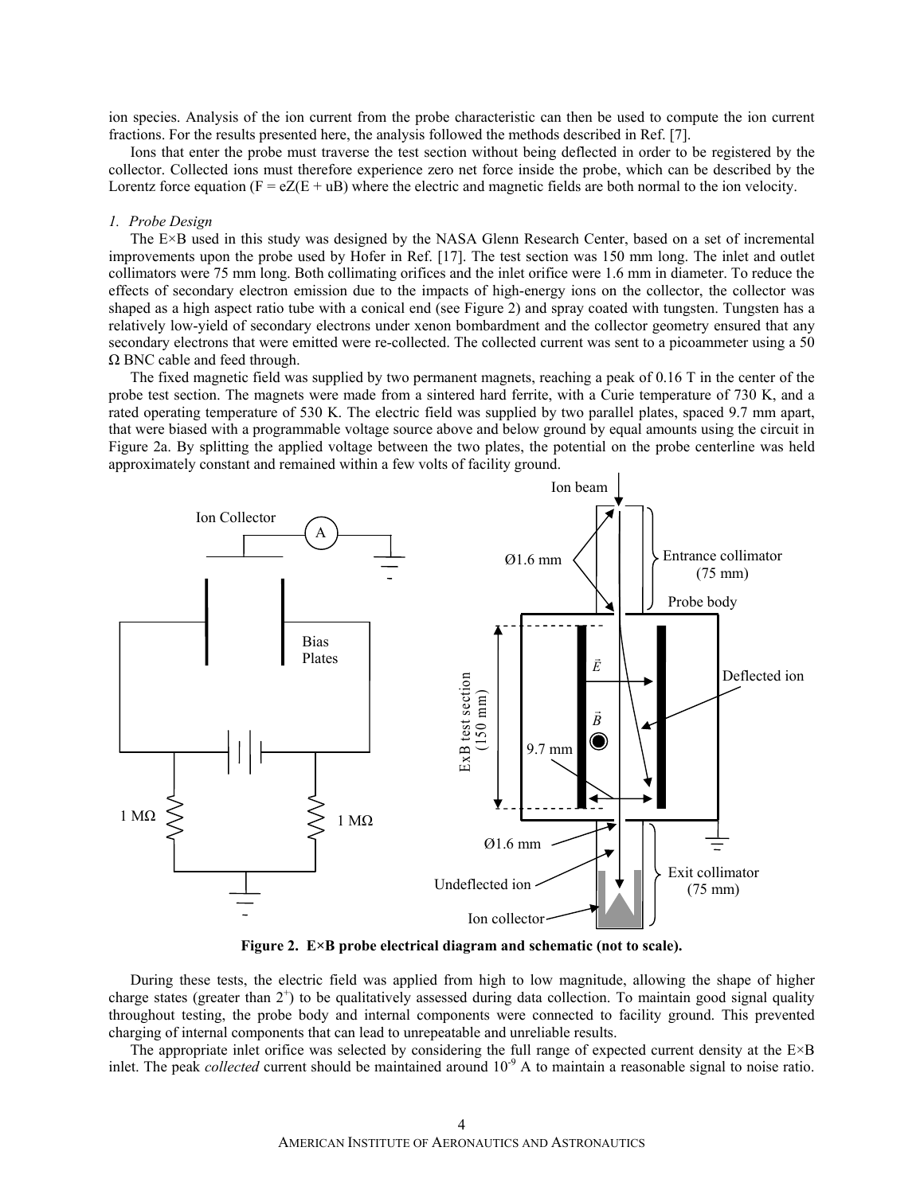ion species. Analysis of the ion current from the probe characteristic can then be used to compute the ion current fractions. For the results presented here, the analysis followed the methods described in Ref. [7].

Ions that enter the probe must traverse the test section without being deflected in order to be registered by the collector. Collected ions must therefore experience zero net force inside the probe, which can be described by the Lorentz force equation ($F = eZ(E + uB)$ where the electric and magnetic fields are both normal to the ion velocity.

### *1. Probe Design*

The E×B used in this study was designed by the NASA Glenn Research Center, based on a set of incremental improvements upon the probe used by Hofer in Ref. [17]. The test section was 150 mm long. The inlet and outlet collimators were 75 mm long. Both collimating orifices and the inlet orifice were 1.6 mm in diameter. To reduce the effects of secondary electron emission due to the impacts of high-energy ions on the collector, the collector was shaped as a high aspect ratio tube with a conical end (see Figure 2) and spray coated with tungsten. Tungsten has a relatively low-yield of secondary electrons under xenon bombardment and the collector geometry ensured that any secondary electrons that were emitted were re-collected. The collected current was sent to a picoammeter using a 50 Ω BNC cable and feed through.

The fixed magnetic field was supplied by two permanent magnets, reaching a peak of 0.16 T in the center of the probe test section. The magnets were made from a sintered hard ferrite, with a Curie temperature of 730 K, and a rated operating temperature of 530 K. The electric field was supplied by two parallel plates, spaced 9.7 mm apart, that were biased with a programmable voltage source above and below ground by equal amounts using the circuit in Figure 2a. By splitting the applied voltage between the two plates, the potential on the probe centerline was held approximately constant and remained within a few volts of facility ground.

**Figure 2. E×B probe electrical diagram and schematic (not to scale).**

During these tests, the electric field was applied from high to low magnitude, allowing the shape of higher charge states (greater than $2^+$) to be qualitatively assessed during data collection. To maintain good signal quality throughout testing, the probe body and internal components were connected to facility ground. This prevented charging of internal components that can lead to unrepeatable and unreliable results.

The appropriate inlet orifice was selected by considering the full range of expected current density at the E×B inlet. The peak *collected* current should be maintained around $10^{-9}$ A to maintain a reasonable signal to noise ratio.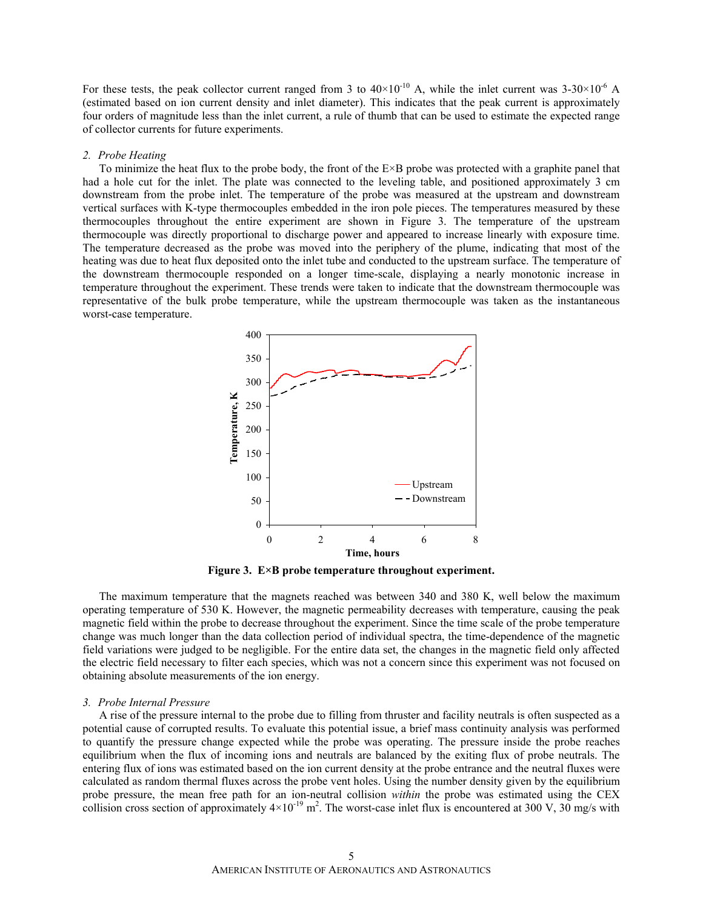For these tests, the peak collector current ranged from 3 to $40 \times 10^{-10}$ A, while the inlet current was $3\text{-}30 \times 10^{-6}$ A (estimated based on ion current density and inlet diameter). This indicates that the peak current is approximately four orders of magnitude less than the inlet current, a rule of thumb that can be used to estimate the expected range of collector currents for future experiments.

### 2. *Probe Heating*

To minimize the heat flux to the probe body, the front of the E×B probe was protected with a graphite panel that had a hole cut for the inlet. The plate was connected to the leveling table, and positioned approximately 3 cm downstream from the probe inlet. The temperature of the probe was measured at the upstream and downstream vertical surfaces with K-type thermocouples embedded in the iron pole pieces. The temperatures measured by these thermocouples throughout the entire experiment are shown in Figure 3. The temperature of the upstream thermocouple was directly proportional to discharge power and appeared to increase linearly with exposure time. The temperature decreased as the probe was moved into the periphery of the plume, indicating that most of the heating was due to heat flux deposited onto the inlet tube and conducted to the upstream surface. The temperature of the downstream thermocouple responded on a longer time-scale, displaying a nearly monotonic increase in temperature throughout the experiment. These trends were taken to indicate that the downstream thermocouple was representative of the bulk probe temperature, while the upstream thermocouple was taken as the instantaneous worst-case temperature.

**Figure 3. E×B probe temperature throughout experiment.**

The maximum temperature that the magnets reached was between 340 and 380 K, well below the maximum operating temperature of 530 K. However, the magnetic permeability decreases with temperature, causing the peak magnetic field within the probe to decrease throughout the experiment. Since the time scale of the probe temperature change was much longer than the data collection period of individual spectra, the time-dependence of the magnetic field variations were judged to be negligible. For the entire data set, the changes in the magnetic field only affected the electric field necessary to filter each species, which was not a concern since this experiment was not focused on obtaining absolute measurements of the ion energy.

### 3. *Probe Internal Pressure*

A rise of the pressure internal to the probe due to filling from thruster and facility neutrals is often suspected as a potential cause of corrupted results. To evaluate this potential issue, a brief mass continuity analysis was performed to quantify the pressure change expected while the probe was operating. The pressure inside the probe reaches equilibrium when the flux of incoming ions and neutrals are balanced by the exiting flux of probe neutrals. The entering flux of ions was estimated based on the ion current density at the probe entrance and the neutral fluxes were calculated as random thermal fluxes across the probe vent holes. Using the number density given by the equilibrium probe pressure, the mean free path for an ion-neutral collision *within* the probe was estimated using the CEX collision cross section of approximately $4 \times 10^{-19}$ m$^2$. The worst-case inlet flux is encountered at 300 V, 30 mg/s with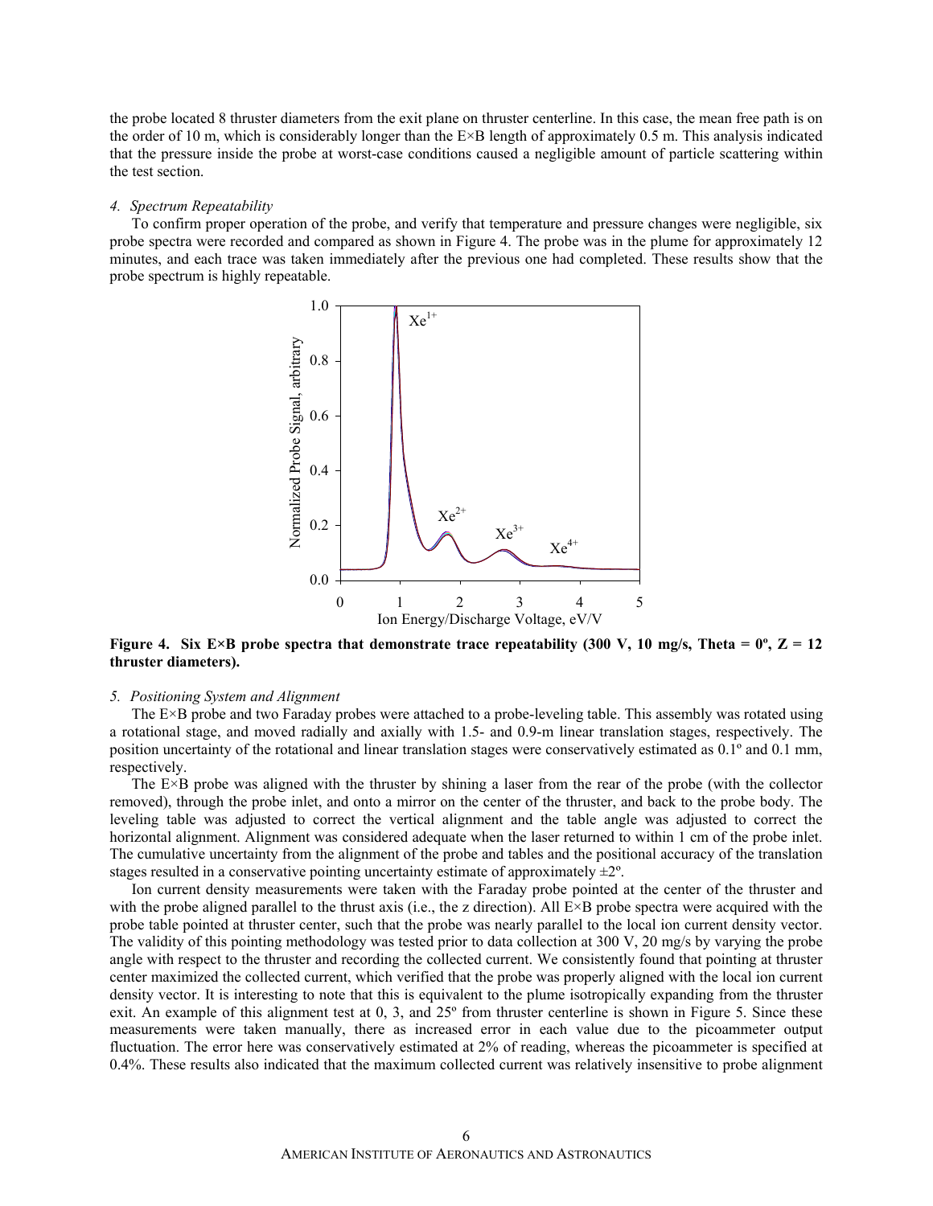the probe located 8 thruster diameters from the exit plane on thruster centerline. In this case, the mean free path is on the order of 10 m, which is considerably longer than the E×B length of approximately 0.5 m. This analysis indicated that the pressure inside the probe at worst-case conditions caused a negligible amount of particle scattering within the test section.

*4. Spectrum Repeatability*

To confirm proper operation of the probe, and verify that temperature and pressure changes were negligible, six probe spectra were recorded and compared as shown in Figure 4. The probe was in the plume for approximately 12 minutes, and each trace was taken immediately after the previous one had completed. These results show that the probe spectrum is highly repeatable.

**Figure 4. Six E×B probe spectra that demonstrate trace repeatability (300 V, 10 mg/s, Theta = 0º, Z = 12 thruster diameters).**

*5. Positioning System and Alignment*

The E×B probe and two Faraday probes were attached to a probe-leveling table. This assembly was rotated using a rotational stage, and moved radially and axially with 1.5- and 0.9-m linear translation stages, respectively. The position uncertainty of the rotational and linear translation stages were conservatively estimated as 0.1º and 0.1 mm, respectively.

The E×B probe was aligned with the thruster by shining a laser from the rear of the probe (with the collector removed), through the probe inlet, and onto a mirror on the center of the thruster, and back to the probe body. The leveling table was adjusted to correct the vertical alignment and the table angle was adjusted to correct the horizontal alignment. Alignment was considered adequate when the laser returned to within 1 cm of the probe inlet. The cumulative uncertainty from the alignment of the probe and tables and the positional accuracy of the translation stages resulted in a conservative pointing uncertainty estimate of approximately ±2º.

Ion current density measurements were taken with the Faraday probe pointed at the center of the thruster and with the probe aligned parallel to the thrust axis (i.e., the z direction). All E×B probe spectra were acquired with the probe table pointed at thruster center, such that the probe was nearly parallel to the local ion current density vector. The validity of this pointing methodology was tested prior to data collection at 300 V, 20 mg/s by varying the probe angle with respect to the thruster and recording the collected current. We consistently found that pointing at thruster center maximized the collected current, which verified that the probe was properly aligned with the local ion current density vector. It is interesting to note that this is equivalent to the plume isotropically expanding from the thruster exit. An example of this alignment test at 0, 3, and 25º from thruster centerline is shown in Figure 5. Since these measurements were taken manually, there as increased error in each value due to the picoammeter output fluctuation. The error here was conservatively estimated at 2% of reading, whereas the picoammeter is specified at 0.4%. These results also indicated that the maximum collected current was relatively insensitive to probe alignment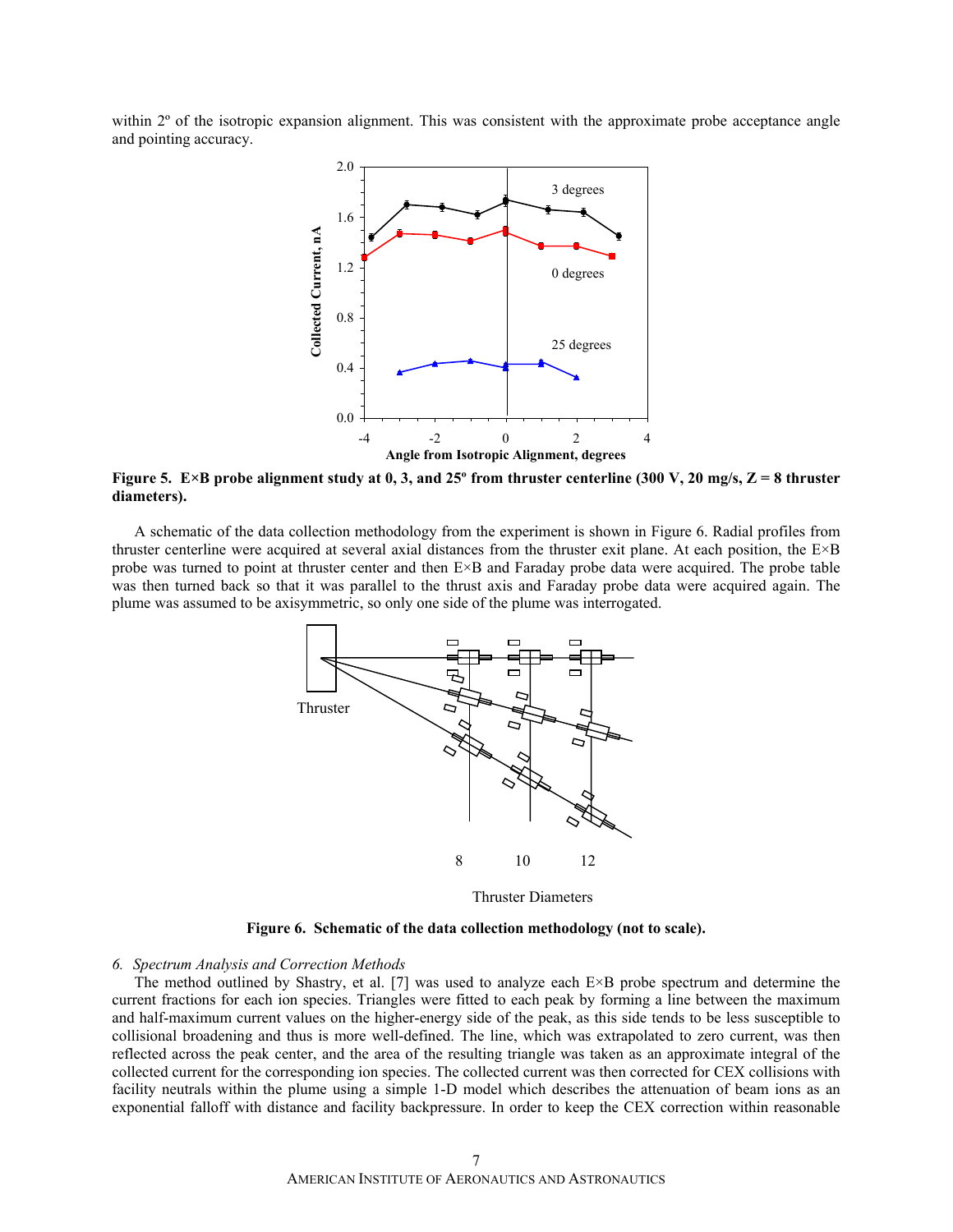within 2º of the isotropic expansion alignment. This was consistent with the approximate probe acceptance angle and pointing accuracy.

**Figure 5. E×B probe alignment study at 0, 3, and 25º from thruster centerline (300 V, 20 mg/s, Z = 8 thruster diameters).**

A schematic of the data collection methodology from the experiment is shown in Figure 6. Radial profiles from thruster centerline were acquired at several axial distances from the thruster exit plane. At each position, the E×B probe was turned to point at thruster center and then E×B and Faraday probe data were acquired. The probe table was then turned back so that it was parallel to the thrust axis and Faraday probe data were acquired again. The plume was assumed to be axisymmetric, so only one side of the plume was interrogated.

**Figure 6. Schematic of the data collection methodology (not to scale).**

*6. Spectrum Analysis and Correction Methods*

The method outlined by Shastry, et al. [7] was used to analyze each E×B probe spectrum and determine the current fractions for each ion species. Triangles were fitted to each peak by forming a line between the maximum and half-maximum current values on the higher-energy side of the peak, as this side tends to be less susceptible to collisional broadening and thus is more well-defined. The line, which was extrapolated to zero current, was then reflected across the peak center, and the area of the resulting triangle was taken as an approximate integral of the collected current for the corresponding ion species. The collected current was then corrected for CEX collisions with facility neutrals within the plume using a simple 1-D model which describes the attenuation of beam ions as an exponential falloff with distance and facility backpressure. In order to keep the CEX correction within reasonable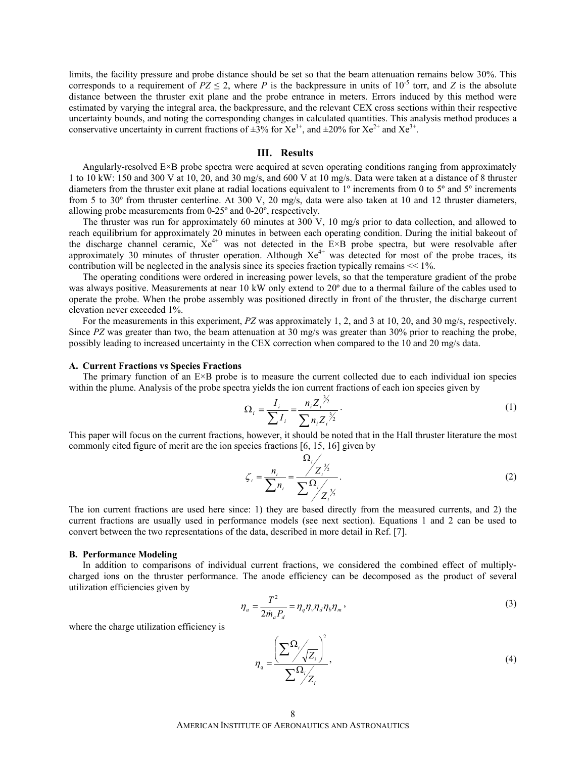limits, the facility pressure and probe distance should be set so that the beam attenuation remains below 30%. This corresponds to a requirement of $PZ \leq 2$, where $P$ is the backpressure in units of $10^{-5}$ torr, and $Z$ is the absolute distance between the thruster exit plane and the probe entrance in meters. Errors induced by this method were estimated by varying the integral area, the backpressure, and the relevant CEX cross sections within their respective uncertainty bounds, and noting the corresponding changes in calculated quantities. This analysis method produces a conservative uncertainty in current fractions of ±3% for $Xe^{1+}$, and ±20% for $Xe^{2+}$ and $Xe^{3+}$.

## III. Results

Angularly-resolved E×B probe spectra were acquired at seven operating conditions ranging from approximately 1 to 10 kW: 150 and 300 V at 10, 20, and 30 mg/s, and 600 V at 10 mg/s. Data were taken at a distance of 8 thruster diameters from the thruster exit plane at radial locations equivalent to 1º increments from 0 to 5º and 5º increments from 5 to 30º from thruster centerline. At 300 V, 20 mg/s, data were also taken at 10 and 12 thruster diameters, allowing probe measurements from 0-25º and 0-20º, respectively.

The thruster was run for approximately 60 minutes at 300 V, 10 mg/s prior to data collection, and allowed to reach equilibrium for approximately 20 minutes in between each operating condition. During the initial bakeout of the discharge channel ceramic, $Xe^{4+}$ was not detected in the E×B probe spectra, but were resolvable after approximately 30 minutes of thruster operation. Although $Xe^{4+}$ was detected for most of the probe traces, its contribution will be neglected in the analysis since its species fraction typically remains << 1%.

The operating conditions were ordered in increasing power levels, so that the temperature gradient of the probe was always positive. Measurements at near 10 kW only extend to 20º due to a thermal failure of the cables used to operate the probe. When the probe assembly was positioned directly in front of the thruster, the discharge current elevation never exceeded 1%.

For the measurements in this experiment, $PZ$ was approximately 1, 2, and 3 at 10, 20, and 30 mg/s, respectively. Since $PZ$ was greater than two, the beam attenuation at 30 mg/s was greater than 30% prior to reaching the probe, possibly leading to increased uncertainty in the CEX correction when compared to the 10 and 20 mg/s data.

### A. Current Fractions vs Species Fractions

The primary function of an E×B probe is to measure the current collected due to each individual ion species within the plume. Analysis of the probe spectra yields the ion current fractions of each ion species given by

$$\Omega_i = \frac{I_i}{\sum I_i} = \frac{n_i Z_i^{3/2}}{\sum n_i Z_i^{3/2}}. \tag{1}$$

This paper will focus on the current fractions, however, it should be noted that in the Hall thruster literature the most commonly cited figure of merit are the ion species fractions [6, 15, 16] given by

$$\zeta_i = \frac{n_i}{\sum n_i} = \frac{\Omega_i / Z_i^{3/2}}{\sum \Omega_i / Z_i^{3/2}}. \tag{2}$$

The ion current fractions are used here since: 1) they are based directly from the measured currents, and 2) the current fractions are usually used in performance models (see next section). Equations 1 and 2 can be used to convert between the two representations of the data, described in more detail in Ref. [7].

### B. Performance Modeling

In addition to comparisons of individual current fractions, we considered the combined effect of multiply-charged ions on the thruster performance. The anode efficiency can be decomposed as the product of several utilization efficiencies given by

$$\eta_a = \frac{T^2}{2\dot{m}_a P_d} = \eta_q \eta_v \eta_d \eta_b \eta_m, \tag{3}$$

where the charge utilization efficiency is

$$\eta_q = \frac{\left(\sum \Omega_i / \sqrt{Z_i}\right)^2}{\sum \Omega_i / Z_i}, \tag{4}$$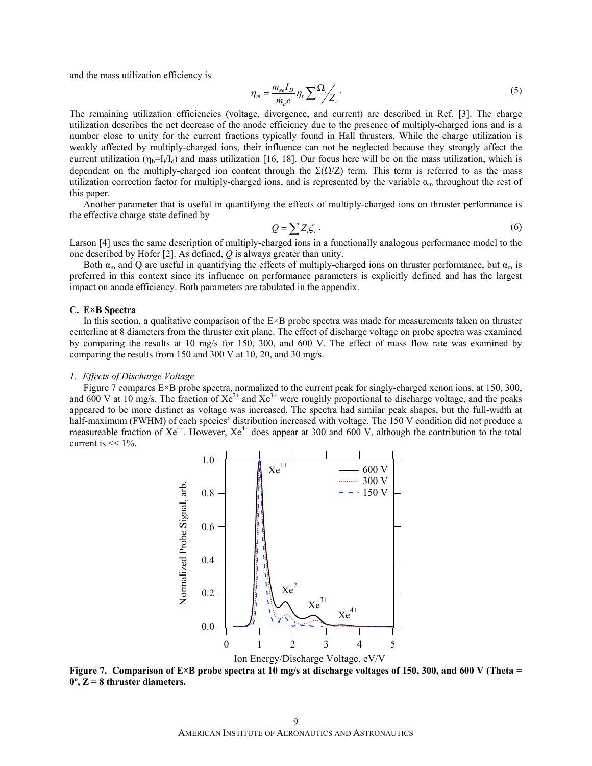and the mass utilization efficiency is

$$\eta_m = \frac{m_{xe} I_D}{\dot{m}_a e} \eta_b \sum \Omega_i / Z_i \,. \tag{5}$$

The remaining utilization efficiencies (voltage, divergence, and current) are described in Ref. [3]. The charge utilization describes the net decrease of the anode efficiency due to the presence of multiply-charged ions and is a number close to unity for the current fractions typically found in Hall thrusters. While the charge utilization is weakly affected by multiply-charged ions, their influence can not be neglected because they strongly affect the current utilization ($\eta_b = I_i/I_d$) and mass utilization [16, 18]. Our focus here will be on the mass utilization, which is dependent on the multiply-charged ion content through the $\Sigma(\Omega/Z)$ term. This term is referred to as the mass utilization correction factor for multiply-charged ions, and is represented by the variable $\alpha_m$ throughout the rest of this paper.

Another parameter that is useful in quantifying the effects of multiply-charged ions on thruster performance is the effective charge state defined by

$$Q = \sum Z_i \zeta_i \,. \tag{6}$$

Larson [4] uses the same description of multiply-charged ions in a functionally analogous performance model to the one described by Hofer [2]. As defined, $Q$ is always greater than unity.

Both $\alpha_m$ and Q are useful in quantifying the effects of multiply-charged ions on thruster performance, but $\alpha_m$ is preferred in this context since its influence on performance parameters is explicitly defined and has the largest impact on anode efficiency. Both parameters are tabulated in the appendix.

### C. E×B Spectra

In this section, a qualitative comparison of the E×B probe spectra was made for measurements taken on thruster centerline at 8 diameters from the thruster exit plane. The effect of discharge voltage on probe spectra was examined by comparing the results at 10 mg/s for 150, 300, and 600 V. The effect of mass flow rate was examined by comparing the results from 150 and 300 V at 10, 20, and 30 mg/s.

#### *1. Effects of Discharge Voltage*

Figure 7 compares E×B probe spectra, normalized to the current peak for singly-charged xenon ions, at 150, 300, and 600 V at 10 mg/s. The fraction of $Xe^{2+}$ and $Xe^{3+}$ were roughly proportional to discharge voltage, and the peaks appeared to be more distinct as voltage was increased. The spectra had similar peak shapes, but the full-width at half-maximum (FWHM) of each species' distribution increased with voltage. The 150 V condition did not produce a measureable fraction of $Xe^{4+}$. However, $Xe^{4+}$ does appear at 300 and 600 V, although the contribution to the total current is << 1%.

**Figure 7. Comparison of E×B probe spectra at 10 mg/s at discharge voltages of 150, 300, and 600 V (Theta = 0º, Z = 8 thruster diameters.**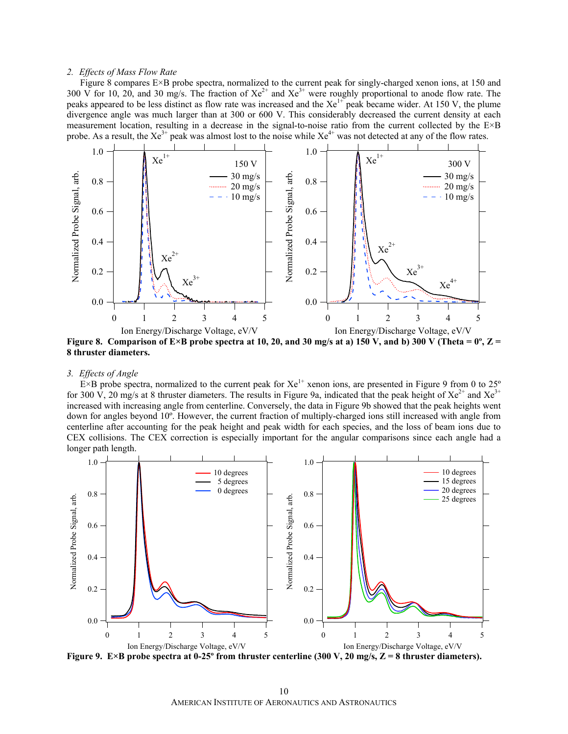*2. Effects of Mass Flow Rate*

Figure 8 compares E×B probe spectra, normalized to the current peak for singly-charged xenon ions, at 150 and 300 V for 10, 20, and 30 mg/s. The fraction of $Xe^{2+}$ and $Xe^{3+}$ were roughly proportional to anode flow rate. The peaks appeared to be less distinct as flow rate was increased and the $Xe^{1+}$ peak became wider. At 150 V, the plume divergence angle was much larger than at 300 or 600 V. This considerably decreased the current density at each measurement location, resulting in a decrease in the signal-to-noise ratio from the current collected by the E×B probe. As a result, the $Xe^{3+}$ peak was almost lost to the noise while $Xe^{4+}$ was not detected at any of the flow rates.

**Figure 8. Comparison of E×B probe spectra at 10, 20, and 30 mg/s at a) 150 V, and b) 300 V (Theta = 0º, Z = 8 thruster diameters.**

*3. Effects of Angle*

E×B probe spectra, normalized to the current peak for $Xe^{1+}$ xenon ions, are presented in Figure 9 from 0 to 25º for 300 V, 20 mg/s at 8 thruster diameters. The results in Figure 9a, indicated that the peak height of $Xe^{2+}$ and $Xe^{3+}$ increased with increasing angle from centerline. Conversely, the data in Figure 9b showed that the peak heights went down for angles beyond 10º. However, the current fraction of multiply-charged ions still increased with angle from centerline after accounting for the peak height and peak width for each species, and the loss of beam ions due to CEX collisions. The CEX correction is especially important for the angular comparisons since each angle had a longer path length.

**Figure 9. E×B probe spectra at 0-25º from thruster centerline (300 V, 20 mg/s, Z = 8 thruster diameters).**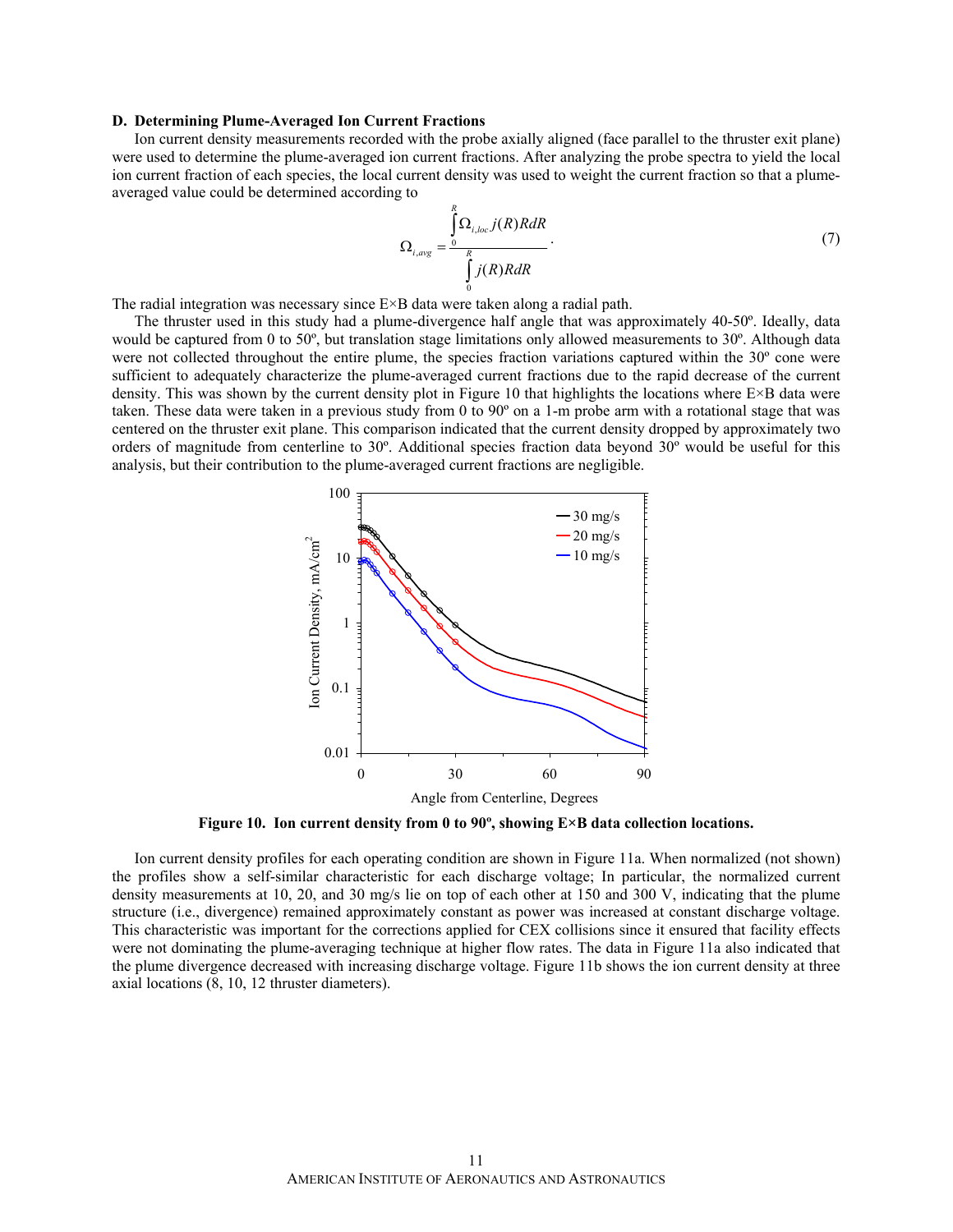### D. Determining Plume-Averaged Ion Current Fractions

Ion current density measurements recorded with the probe axially aligned (face parallel to the thruster exit plane) were used to determine the plume-averaged ion current fractions. After analyzing the probe spectra to yield the local ion current fraction of each species, the local current density was used to weight the current fraction so that a plume-averaged value could be determined according to

$$\Omega_{i,avg} = \frac{\int_0^R \Omega_{i,loc} j(R) R dR}{\int_0^R j(R) R dR}. \tag{7}$$

The radial integration was necessary since E×B data were taken along a radial path.

The thruster used in this study had a plume-divergence half angle that was approximately 40-50º. Ideally, data would be captured from 0 to 50º, but translation stage limitations only allowed measurements to 30º. Although data were not collected throughout the entire plume, the species fraction variations captured within the 30º cone were sufficient to adequately characterize the plume-averaged current fractions due to the rapid decrease of the current density. This was shown by the current density plot in Figure 10 that highlights the locations where E×B data were taken. These data were taken in a previous study from 0 to 90º on a 1-m probe arm with a rotational stage that was centered on the thruster exit plane. This comparison indicated that the current density dropped by approximately two orders of magnitude from centerline to 30º. Additional species fraction data beyond 30º would be useful for this analysis, but their contribution to the plume-averaged current fractions are negligible.

**Figure 10. Ion current density from 0 to 90º, showing E×B data collection locations.**

Ion current density profiles for each operating condition are shown in Figure 11a. When normalized (not shown) the profiles show a self-similar characteristic for each discharge voltage; In particular, the normalized current density measurements at 10, 20, and 30 mg/s lie on top of each other at 150 and 300 V, indicating that the plume structure (i.e., divergence) remained approximately constant as power was increased at constant discharge voltage. This characteristic was important for the corrections applied for CEX collisions since it ensured that facility effects were not dominating the plume-averaging technique at higher flow rates. The data in Figure 11a also indicated that the plume divergence decreased with increasing discharge voltage. Figure 11b shows the ion current density at three axial locations (8, 10, 12 thruster diameters).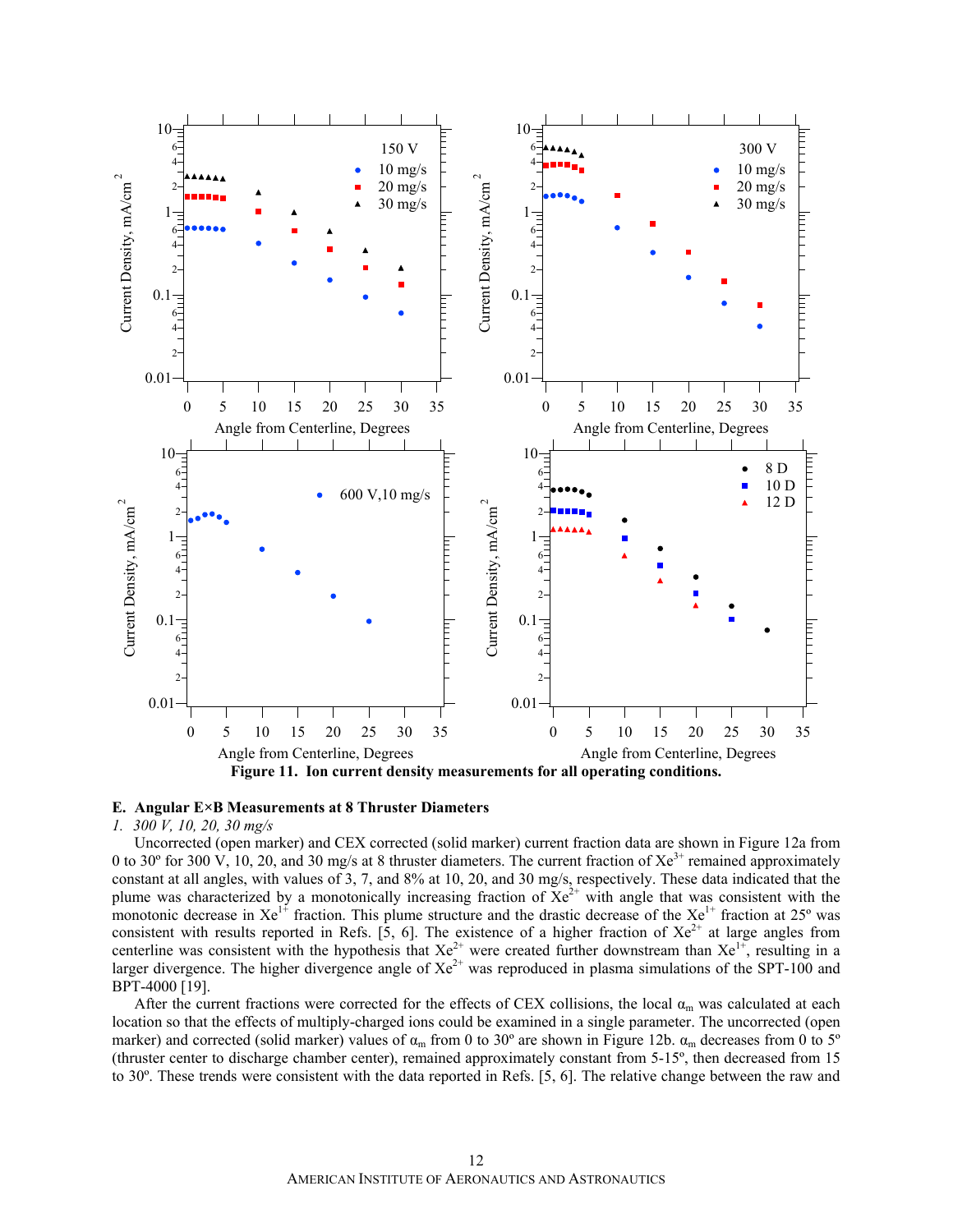Figure 11. Ion current density measurements for all operating conditions.

### E. Angular E×B Measurements at 8 Thruster Diameters

*1. 300 V, 10, 20, 30 mg/s*

Uncorrected (open marker) and CEX corrected (solid marker) current fraction data are shown in Figure 12a from 0 to 30º for 300 V, 10, 20, and 30 mg/s at 8 thruster diameters. The current fraction of $Xe^{3+}$ remained approximately constant at all angles, with values of 3, 7, and 8% at 10, 20, and 30 mg/s, respectively. These data indicated that the plume was characterized by a monotonically increasing fraction of $Xe^{2+}$ with angle that was consistent with the monotonic decrease in $Xe^{1+}$ fraction. This plume structure and the drastic decrease of the $Xe^{1+}$ fraction at 25º was consistent with results reported in Refs. [5, 6]. The existence of a higher fraction of $Xe^{2+}$ at large angles from centerline was consistent with the hypothesis that $Xe^{2+}$ were created further downstream than $Xe^{1+}$, resulting in a larger divergence. The higher divergence angle of $Xe^{2+}$ was reproduced in plasma simulations of the SPT-100 and BPT-4000 [19].

After the current fractions were corrected for the effects of CEX collisions, the local $\alpha_m$ was calculated at each location so that the effects of multiply-charged ions could be examined in a single parameter. The uncorrected (open marker) and corrected (solid marker) values of $\alpha_m$ from 0 to 30º are shown in Figure 12b. $\alpha_m$ decreases from 0 to 5º (thruster center to discharge chamber center), remained approximately constant from 5-15º, then decreased from 15 to 30º. These trends were consistent with the data reported in Refs. [5, 6]. The relative change between the raw and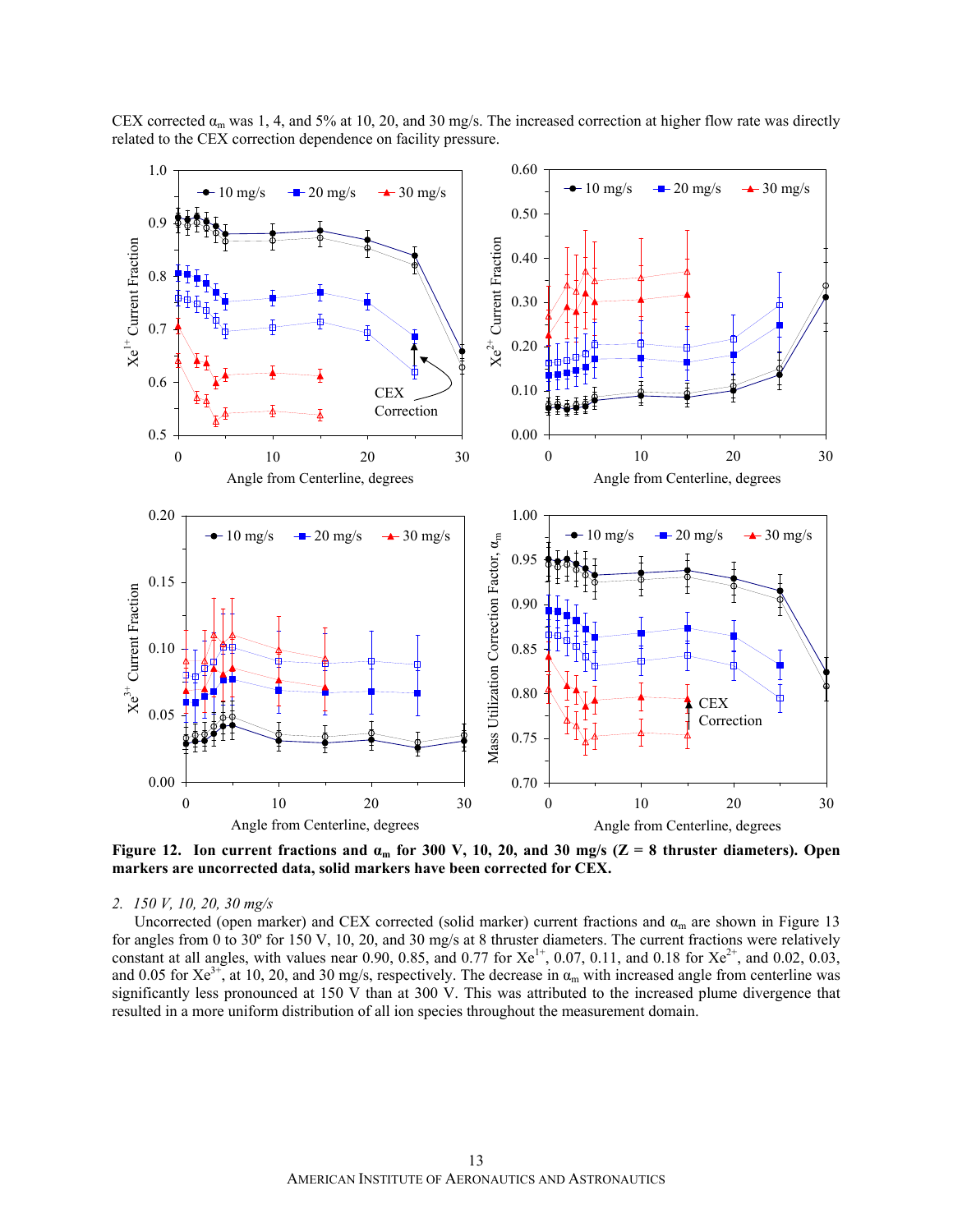CEX corrected $\alpha_m$ was 1, 4, and 5% at 10, 20, and 30 mg/s. The increased correction at higher flow rate was directly related to the CEX correction dependence on facility pressure.

**Figure 12. Ion current fractions and $\alpha_m$ for 300 V, 10, 20, and 30 mg/s (Z = 8 thruster diameters). Open markers are uncorrected data, solid markers have been corrected for CEX.**

*2. 150 V, 10, 20, 30 mg/s*

Uncorrected (open marker) and CEX corrected (solid marker) current fractions and $\alpha_m$ are shown in Figure 13 for angles from 0 to 30º for 150 V, 10, 20, and 30 mg/s at 8 thruster diameters. The current fractions were relatively constant at all angles, with values near 0.90, 0.85, and 0.77 for $Xe^{1+}$, 0.07, 0.11, and 0.18 for $Xe^{2+}$, and 0.02, 0.03, and 0.05 for $Xe^{3+}$, at 10, 20, and 30 mg/s, respectively. The decrease in $\alpha_m$ with increased angle from centerline was significantly less pronounced at 150 V than at 300 V. This was attributed to the increased plume divergence that resulted in a more uniform distribution of all ion species throughout the measurement domain.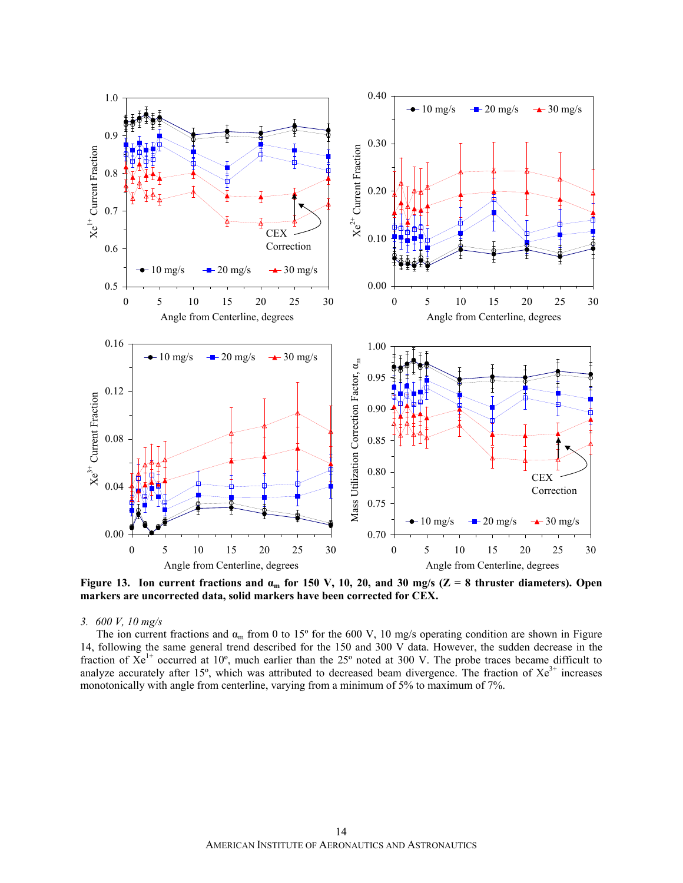**Figure 13. Ion current fractions and $\alpha_m$ for 150 V, 10, 20, and 30 mg/s (Z = 8 thruster diameters). Open markers are uncorrected data, solid markers have been corrected for CEX.**

*3. 600 V, 10 mg/s*

The ion current fractions and $\alpha_m$ from 0 to 15º for the 600 V, 10 mg/s operating condition are shown in Figure 14, following the same general trend described for the 150 and 300 V data. However, the sudden decrease in the fraction of $Xe^{1+}$ occurred at 10º, much earlier than the 25º noted at 300 V. The probe traces became difficult to analyze accurately after 15º, which was attributed to decreased beam divergence. The fraction of $Xe^{3+}$ increases monotonically with angle from centerline, varying from a minimum of 5% to maximum of 7%.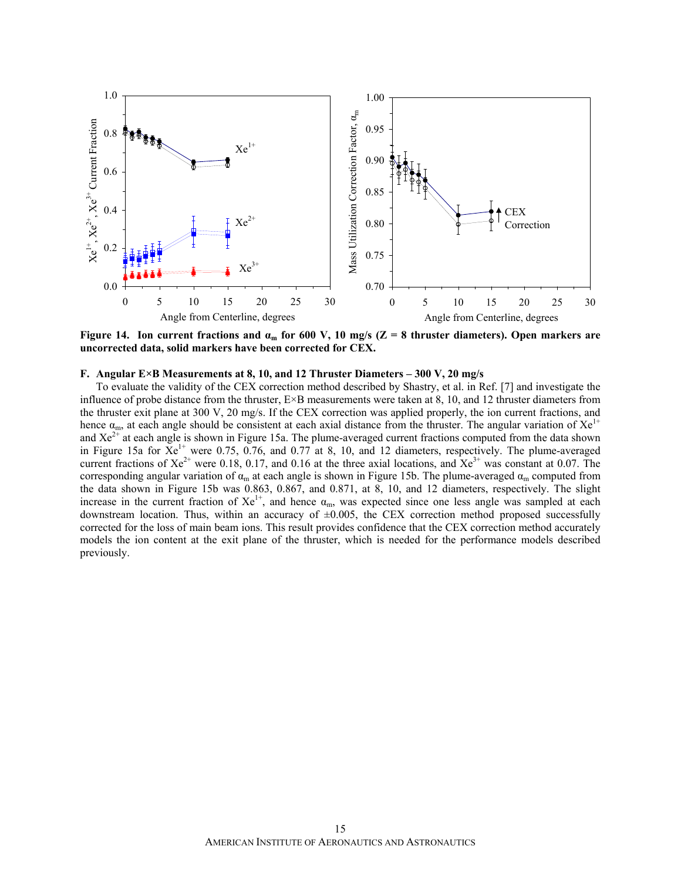**Figure 14. Ion current fractions and $\alpha_m$ for 600 V, 10 mg/s (Z = 8 thruster diameters). Open markers are uncorrected data, solid markers have been corrected for CEX.**

### F. Angular E×B Measurements at 8, 10, and 12 Thruster Diameters – 300 V, 20 mg/s

To evaluate the validity of the CEX correction method described by Shastry, et al. in Ref. [7] and investigate the influence of probe distance from the thruster, E×B measurements were taken at 8, 10, and 12 thruster diameters from the thruster exit plane at 300 V, 20 mg/s. If the CEX correction was applied properly, the ion current fractions, and hence $\alpha_m$, at each angle should be consistent at each axial distance from the thruster. The angular variation of $Xe^{1+}$ and $Xe^{2+}$ at each angle is shown in Figure 15a. The plume-averaged current fractions computed from the data shown in Figure 15a for $Xe^{1+}$ were 0.75, 0.76, and 0.77 at 8, 10, and 12 diameters, respectively. The plume-averaged current fractions of $Xe^{2+}$ were 0.18, 0.17, and 0.16 at the three axial locations, and $Xe^{3+}$ was constant at 0.07. The corresponding angular variation of $\alpha_m$ at each angle is shown in Figure 15b. The plume-averaged $\alpha_m$ computed from the data shown in Figure 15b was 0.863, 0.867, and 0.871, at 8, 10, and 12 diameters, respectively. The slight increase in the current fraction of $Xe^{1+}$, and hence $\alpha_m$, was expected since one less angle was sampled at each downstream location. Thus, within an accuracy of ±0.005, the CEX correction method proposed successfully corrected for the loss of main beam ions. This result provides confidence that the CEX correction method accurately models the ion content at the exit plane of the thruster, which is needed for the performance models described previously.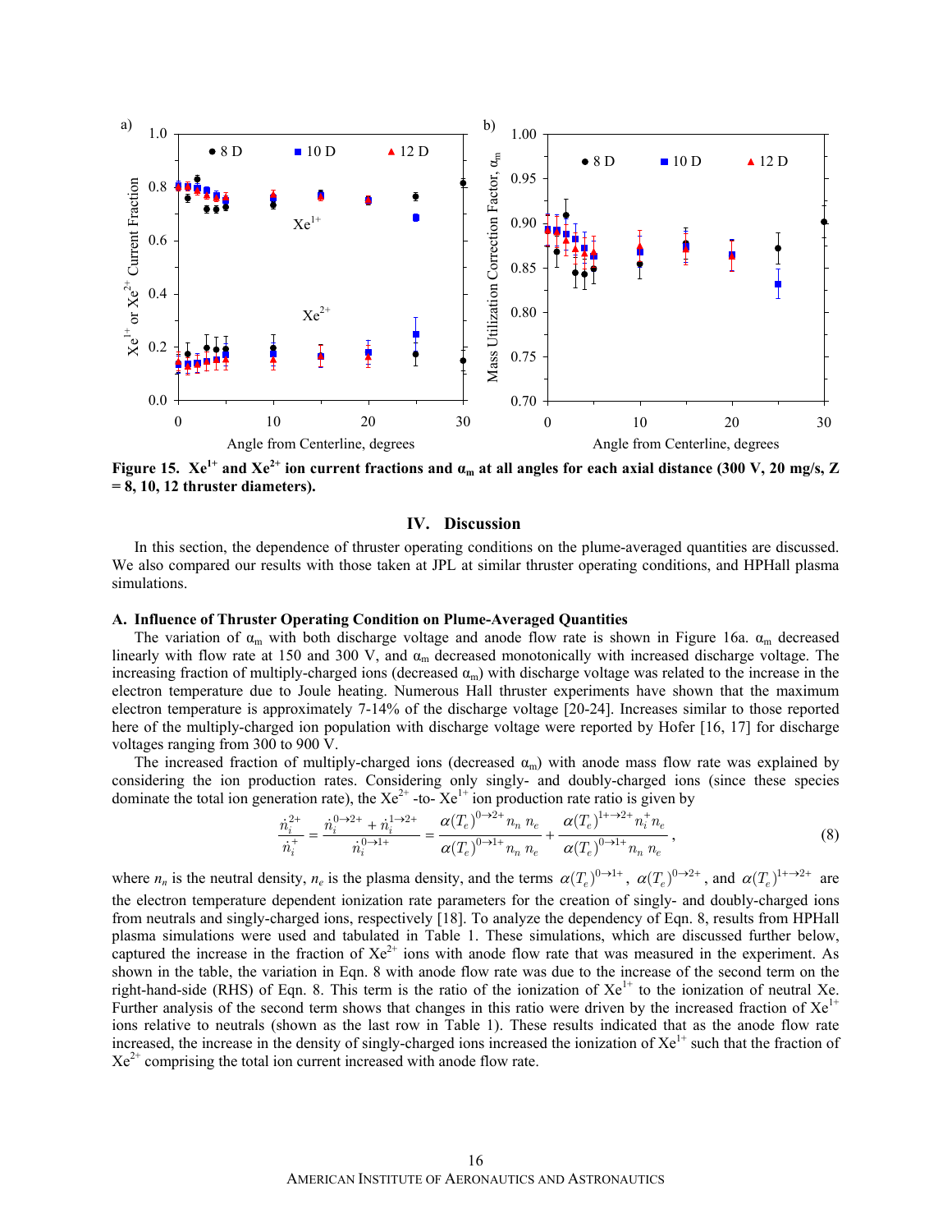Figure 15. $Xe^{1+}$ and $Xe^{2+}$ ion current fractions and $\alpha_m$ at all angles for each axial distance (300 V, 20 mg/s, Z = 8, 10, 12 thruster diameters).

## IV. Discussion

In this section, the dependence of thruster operating conditions on the plume-averaged quantities are discussed. We also compared our results with those taken at JPL at similar thruster operating conditions, and HPHall plasma simulations.

### A. Influence of Thruster Operating Condition on Plume-Averaged Quantities

The variation of $\alpha_m$ with both discharge voltage and anode flow rate is shown in Figure 16a. $\alpha_m$ decreased linearly with flow rate at 150 and 300 V, and $\alpha_m$ decreased monotonically with increased discharge voltage. The increasing fraction of multiply-charged ions (decreased $\alpha_m$) with discharge voltage was related to the increase in the electron temperature due to Joule heating. Numerous Hall thruster experiments have shown that the maximum electron temperature is approximately 7-14% of the discharge voltage [20-24]. Increases similar to those reported here of the multiply-charged ion population with discharge voltage were reported by Hofer [16, 17] for discharge voltages ranging from 300 to 900 V.

The increased fraction of multiply-charged ions (decreased $\alpha_m$) with anode mass flow rate was explained by considering the ion production rates. Considering only singly- and doubly-charged ions (since these species dominate the total ion generation rate), the $Xe^{2+}$ -to- $Xe^{1+}$ ion production rate ratio is given by

$$\frac{\dot{n}_i^{2+}}{\dot{n}_i^{+}} = \frac{\dot{n}_i^{0\to2+} + \dot{n}_i^{1\to2+}}{\dot{n}_i^{0\to1+}} = \frac{\alpha(T_e)^{0\to2+} n_n\, n_e}{\alpha(T_e)^{0\to1+} n_n\, n_e} + \frac{\alpha(T_e)^{1+\to2+} n_i^{+} n_e}{\alpha(T_e)^{0\to1+} n_n\, n_e}, \tag{8}$$

where $n_n$ is the neutral density, $n_e$ is the plasma density, and the terms $\alpha(T_e)^{0\to1+}$, $\alpha(T_e)^{0\to2+}$, and $\alpha(T_e)^{1+\to2+}$ are the electron temperature dependent ionization rate parameters for the creation of singly- and doubly-charged ions from neutrals and singly-charged ions, respectively [18]. To analyze the dependency of Eqn. 8, results from HPHall plasma simulations were used and tabulated in Table 1. These simulations, which are discussed further below, captured the increase in the fraction of $Xe^{2+}$ ions with anode flow rate that was measured in the experiment. As shown in the table, the variation in Eqn. 8 with anode flow rate was due to the increase of the second term on the right-hand-side (RHS) of Eqn. 8. This term is the ratio of the ionization of $Xe^{1+}$ to the ionization of neutral Xe. Further analysis of the second term shows that changes in this ratio were driven by the increased fraction of $Xe^{1+}$ ions relative to neutrals (shown as the last row in Table 1). These results indicated that as the anode flow rate increased, the increase in the density of singly-charged ions increased the ionization of $Xe^{1+}$ such that the fraction of $Xe^{2+}$ comprising the total ion current increased with anode flow rate.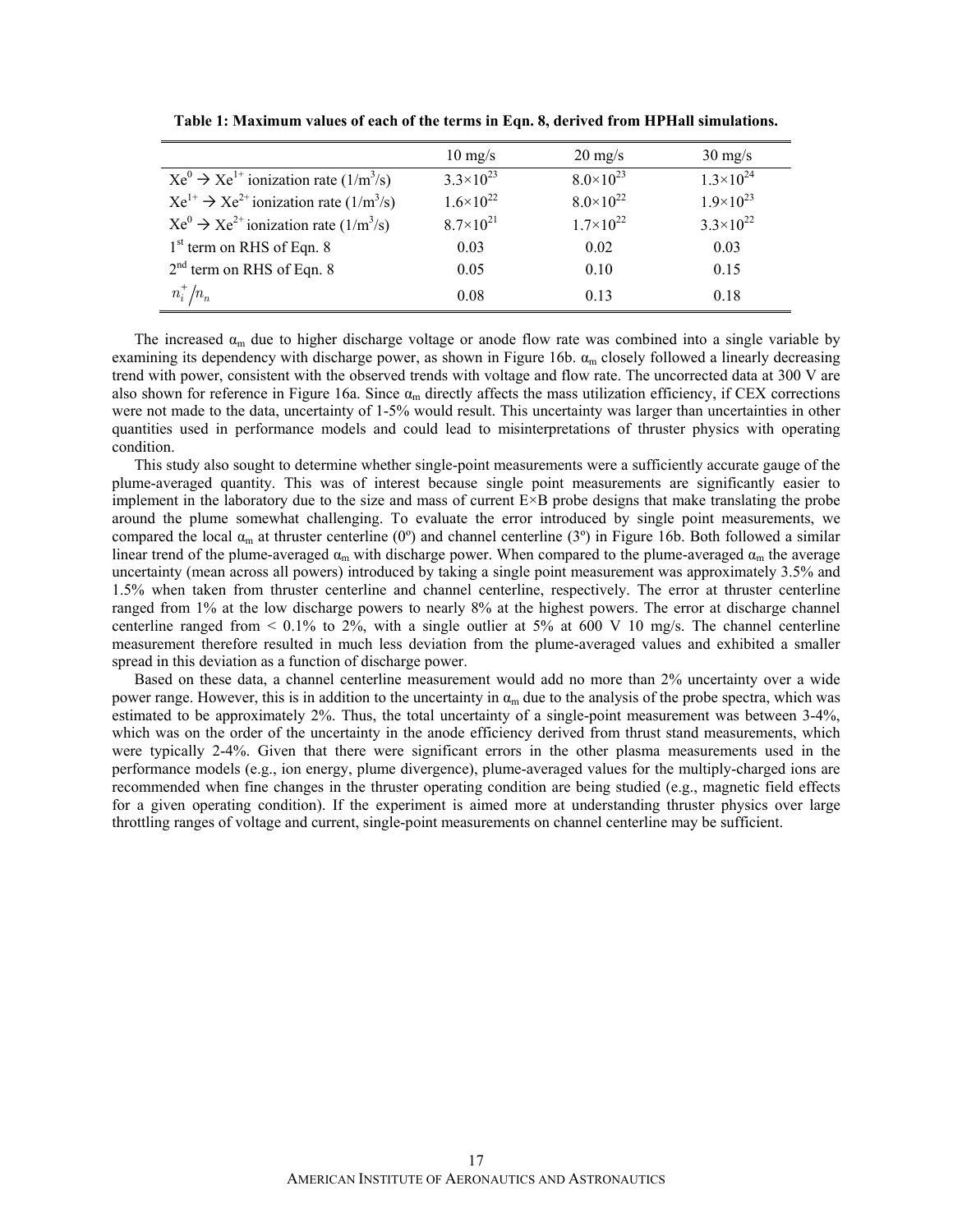**Table 1: Maximum values of each of the terms in Eqn. 8, derived from HPHall simulations.**

| | 10 mg/s | 20 mg/s | 30 mg/s |
|---|---|---|---|
| $Xe^0 \rightarrow Xe^{1+}$ ionization rate (1/m$^3$/s) | $3.3\times10^{23}$ | $8.0\times10^{23}$ | $1.3\times10^{24}$ |
| $Xe^{1+} \rightarrow Xe^{2+}$ ionization rate (1/m$^3$/s) | $1.6\times10^{22}$ | $8.0\times10^{22}$ | $1.9\times10^{23}$ |
| $Xe^0 \rightarrow Xe^{2+}$ ionization rate (1/m$^3$/s) | $8.7\times10^{21}$ | $1.7\times10^{22}$ | $3.3\times10^{22}$ |
| 1$^{st}$ term on RHS of Eqn. 8 | 0.03 | 0.02 | 0.03 |
| 2$^{nd}$ term on RHS of Eqn. 8 | 0.05 | 0.10 | 0.15 |
| $n_i^+/n_n$ | 0.08 | 0.13 | 0.18 |

The increased $\alpha_m$ due to higher discharge voltage or anode flow rate was combined into a single variable by examining its dependency with discharge power, as shown in Figure 16b. $\alpha_m$ closely followed a linearly decreasing trend with power, consistent with the observed trends with voltage and flow rate. The uncorrected data at 300 V are also shown for reference in Figure 16a. Since $\alpha_m$ directly affects the mass utilization efficiency, if CEX corrections were not made to the data, uncertainty of 1-5% would result. This uncertainty was larger than uncertainties in other quantities used in performance models and could lead to misinterpretations of thruster physics with operating condition.

This study also sought to determine whether single-point measurements were a sufficiently accurate gauge of the plume-averaged quantity. This was of interest because single point measurements are significantly easier to implement in the laboratory due to the size and mass of current E×B probe designs that make translating the probe around the plume somewhat challenging. To evaluate the error introduced by single point measurements, we compared the local $\alpha_m$ at thruster centerline (0º) and channel centerline (3º) in Figure 16b. Both followed a similar linear trend of the plume-averaged $\alpha_m$ with discharge power. When compared to the plume-averaged $\alpha_m$ the average uncertainty (mean across all powers) introduced by taking a single point measurement was approximately 3.5% and 1.5% when taken from thruster centerline and channel centerline, respectively. The error at thruster centerline ranged from 1% at the low discharge powers to nearly 8% at the highest powers. The error at discharge channel centerline ranged from < 0.1% to 2%, with a single outlier at 5% at 600 V 10 mg/s. The channel centerline measurement therefore resulted in much less deviation from the plume-averaged values and exhibited a smaller spread in this deviation as a function of discharge power.

Based on these data, a channel centerline measurement would add no more than 2% uncertainty over a wide power range. However, this is in addition to the uncertainty in $\alpha_m$ due to the analysis of the probe spectra, which was estimated to be approximately 2%. Thus, the total uncertainty of a single-point measurement was between 3-4%, which was on the order of the uncertainty in the anode efficiency derived from thrust stand measurements, which were typically 2-4%. Given that there were significant errors in the other plasma measurements used in the performance models (e.g., ion energy, plume divergence), plume-averaged values for the multiply-charged ions are recommended when fine changes in the thruster operating condition are being studied (e.g., magnetic field effects for a given operating condition). If the experiment is aimed more at understanding thruster physics over large throttling ranges of voltage and current, single-point measurements on channel centerline may be sufficient.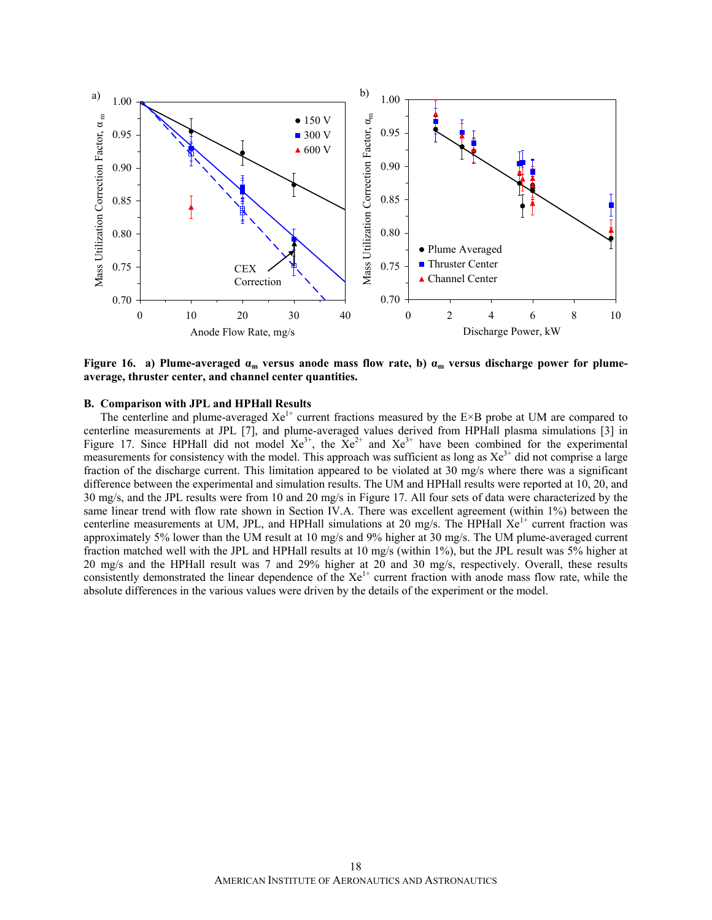**Figure 16. a) Plume-averaged $\alpha_m$ versus anode mass flow rate, b) $\alpha_m$ versus discharge power for plume-average, thruster center, and channel center quantities.**

### B. Comparison with JPL and HPHall Results

The centerline and plume-averaged $Xe^{1+}$ current fractions measured by the E×B probe at UM are compared to centerline measurements at JPL [7], and plume-averaged values derived from HPHall plasma simulations [3] in Figure 17. Since HPHall did not model $Xe^{3+}$, the $Xe^{2+}$ and $Xe^{3+}$ have been combined for the experimental measurements for consistency with the model. This approach was sufficient as long as $Xe^{3+}$ did not comprise a large fraction of the discharge current. This limitation appeared to be violated at 30 mg/s where there was a significant difference between the experimental and simulation results. The UM and HPHall results were reported at 10, 20, and 30 mg/s, and the JPL results were from 10 and 20 mg/s in Figure 17. All four sets of data were characterized by the same linear trend with flow rate shown in Section IV.A. There was excellent agreement (within 1%) between the centerline measurements at UM, JPL, and HPHall simulations at 20 mg/s. The HPHall $Xe^{1+}$ current fraction was approximately 5% lower than the UM result at 10 mg/s and 9% higher at 30 mg/s. The UM plume-averaged current fraction matched well with the JPL and HPHall results at 10 mg/s (within 1%), but the JPL result was 5% higher at 20 mg/s and the HPHall result was 7 and 29% higher at 20 and 30 mg/s, respectively. Overall, these results consistently demonstrated the linear dependence of the $Xe^{1+}$ current fraction with anode mass flow rate, while the absolute differences in the various values were driven by the details of the experiment or the model.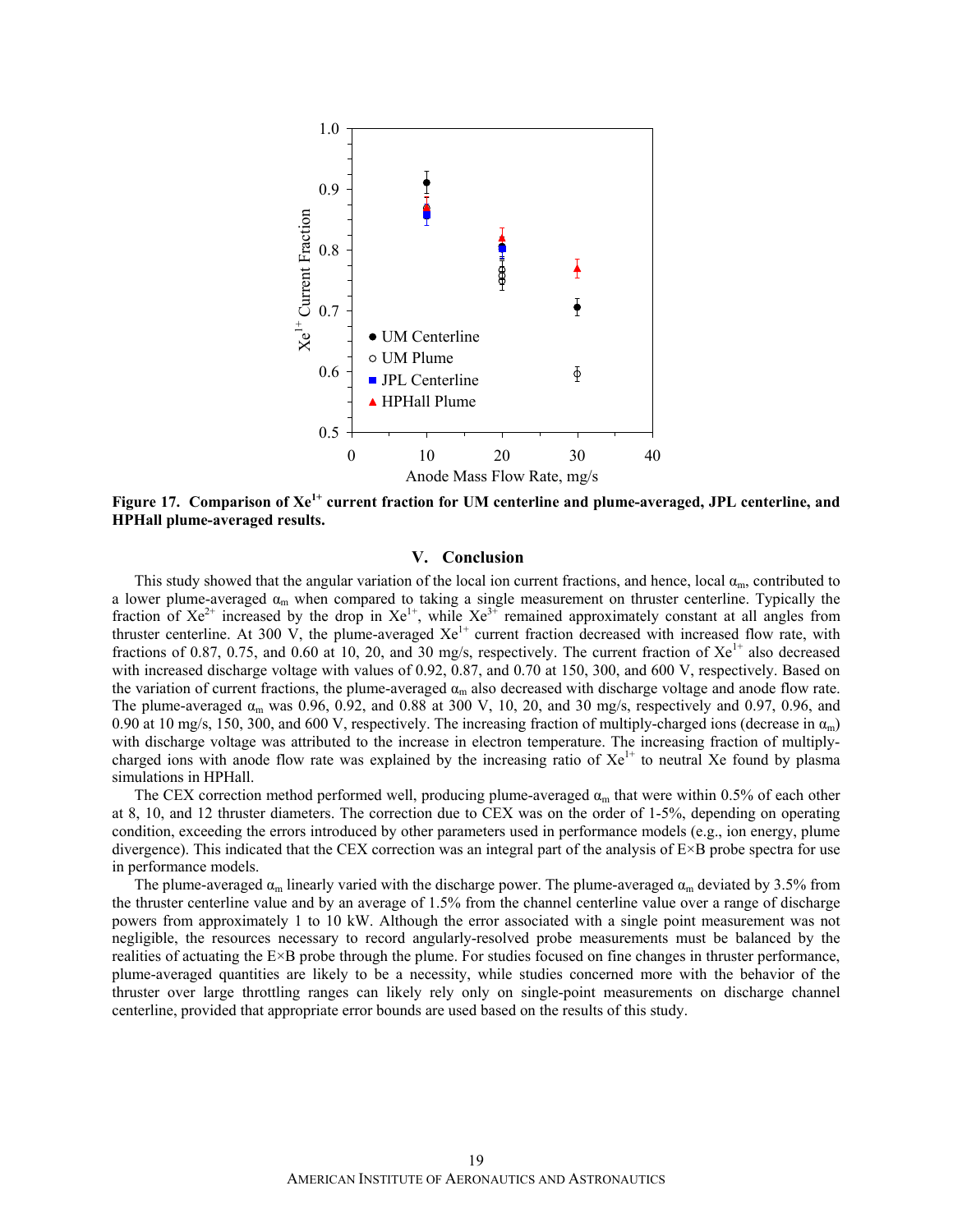Figure 17. Comparison of $Xe^{1+}$ current fraction for UM centerline and plume-averaged, JPL centerline, and HPHall plume-averaged results.

## V. Conclusion

This study showed that the angular variation of the local ion current fractions, and hence, local $\alpha_m$, contributed to a lower plume-averaged $\alpha_m$ when compared to taking a single measurement on thruster centerline. Typically the fraction of $Xe^{2+}$ increased by the drop in $Xe^{1+}$, while $Xe^{3+}$ remained approximately constant at all angles from thruster centerline. At 300 V, the plume-averaged $Xe^{1+}$ current fraction decreased with increased flow rate, with fractions of 0.87, 0.75, and 0.60 at 10, 20, and 30 mg/s, respectively. The current fraction of $Xe^{1+}$ also decreased with increased discharge voltage with values of 0.92, 0.87, and 0.70 at 150, 300, and 600 V, respectively. Based on the variation of current fractions, the plume-averaged $\alpha_m$ also decreased with discharge voltage and anode flow rate. The plume-averaged $\alpha_m$ was 0.96, 0.92, and 0.88 at 300 V, 10, 20, and 30 mg/s, respectively and 0.97, 0.96, and 0.90 at 10 mg/s, 150, 300, and 600 V, respectively. The increasing fraction of multiply-charged ions (decrease in $\alpha_m$) with discharge voltage was attributed to the increase in electron temperature. The increasing fraction of multiply-charged ions with anode flow rate was explained by the increasing ratio of $Xe^{1+}$ to neutral Xe found by plasma simulations in HPHall.

The CEX correction method performed well, producing plume-averaged $\alpha_m$ that were within 0.5% of each other at 8, 10, and 12 thruster diameters. The correction due to CEX was on the order of 1-5%, depending on operating condition, exceeding the errors introduced by other parameters used in performance models (e.g., ion energy, plume divergence). This indicated that the CEX correction was an integral part of the analysis of E×B probe spectra for use in performance models.

The plume-averaged $\alpha_m$ linearly varied with the discharge power. The plume-averaged $\alpha_m$ deviated by 3.5% from the thruster centerline value and by an average of 1.5% from the channel centerline value over a range of discharge powers from approximately 1 to 10 kW. Although the error associated with a single point measurement was not negligible, the resources necessary to record angularly-resolved probe measurements must be balanced by the realities of actuating the E×B probe through the plume. For studies focused on fine changes in thruster performance, plume-averaged quantities are likely to be a necessity, while studies concerned more with the behavior of the thruster over large throttling ranges can likely rely only on single-point measurements on discharge channel centerline, provided that appropriate error bounds are used based on the results of this study.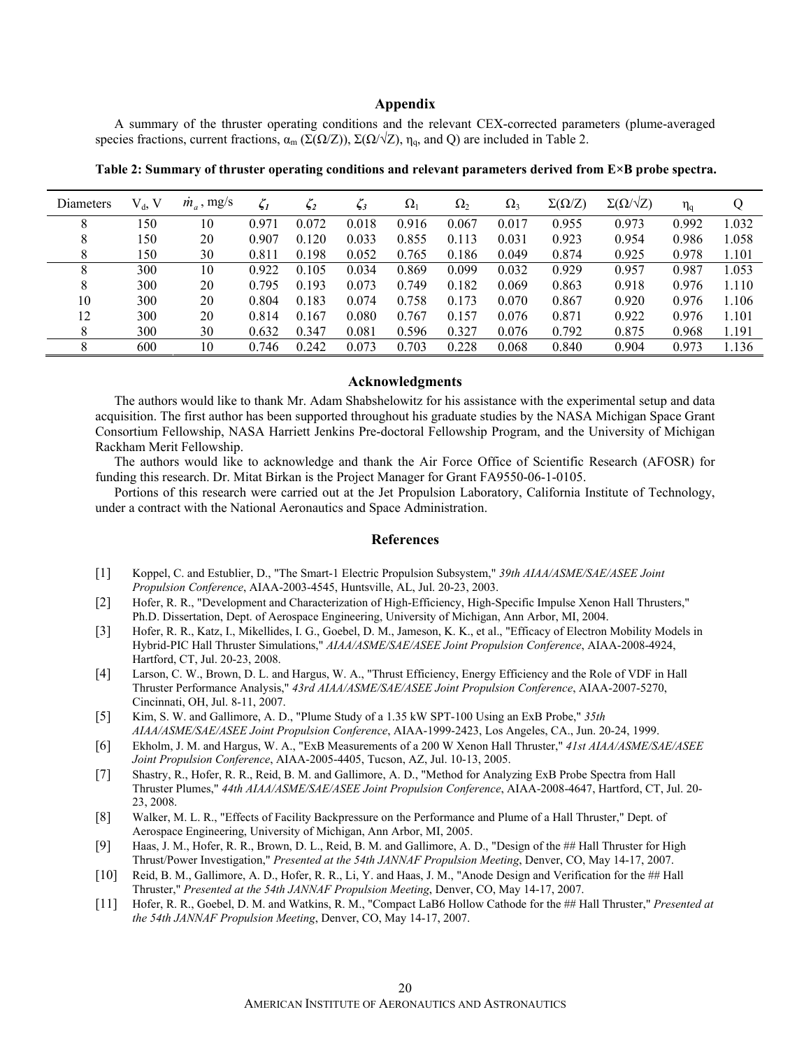## Appendix

A summary of the thruster operating conditions and the relevant CEX-corrected parameters (plume-averaged species fractions, current fractions, $\alpha_m$ ($\Sigma(\Omega/Z)$), $\Sigma(\Omega/\sqrt{Z})$, $\eta_q$, and Q) are included in Table 2.

**Table 2: Summary of thruster operating conditions and relevant parameters derived from E×B probe spectra.**

| Diameters | $V_d$, V | $\dot{m}_a$, mg/s | $\zeta_1$ | $\zeta_2$ | $\zeta_3$ | $\Omega_1$ | $\Omega_2$ | $\Omega_3$ | $\Sigma(\Omega/Z)$ | $\Sigma(\Omega/\sqrt{Z})$ | $\eta_q$ | Q |
|---|---|---|---|---|---|---|---|---|---|---|---|---|
| 8 | 150 | 10 | 0.971 | 0.072 | 0.018 | 0.916 | 0.067 | 0.017 | 0.955 | 0.973 | 0.992 | 1.032 |
| 8 | 150 | 20 | 0.907 | 0.120 | 0.033 | 0.855 | 0.113 | 0.031 | 0.923 | 0.954 | 0.986 | 1.058 |
| 8 | 150 | 30 | 0.811 | 0.198 | 0.052 | 0.765 | 0.186 | 0.049 | 0.874 | 0.925 | 0.978 | 1.101 |
| 8 | 300 | 10 | 0.922 | 0.105 | 0.034 | 0.869 | 0.099 | 0.032 | 0.929 | 0.957 | 0.987 | 1.053 |
| 8 | 300 | 20 | 0.795 | 0.193 | 0.073 | 0.749 | 0.182 | 0.069 | 0.863 | 0.918 | 0.976 | 1.110 |
| 10 | 300 | 20 | 0.804 | 0.183 | 0.074 | 0.758 | 0.173 | 0.070 | 0.867 | 0.920 | 0.976 | 1.106 |
| 12 | 300 | 20 | 0.814 | 0.167 | 0.080 | 0.767 | 0.157 | 0.076 | 0.871 | 0.922 | 0.976 | 1.101 |
| 8 | 300 | 30 | 0.632 | 0.347 | 0.081 | 0.596 | 0.327 | 0.076 | 0.792 | 0.875 | 0.968 | 1.191 |
| 8 | 600 | 10 | 0.746 | 0.242 | 0.073 | 0.703 | 0.228 | 0.068 | 0.840 | 0.904 | 0.973 | 1.136 |

## Acknowledgments

The authors would like to thank Mr. Adam Shabshelowitz for his assistance with the experimental setup and data acquisition. The first author has been supported throughout his graduate studies by the NASA Michigan Space Grant Consortium Fellowship, NASA Harriett Jenkins Pre-doctoral Fellowship Program, and the University of Michigan Rackham Merit Fellowship.

The authors would like to acknowledge and thank the Air Force Office of Scientific Research (AFOSR) for funding this research. Dr. Mitat Birkan is the Project Manager for Grant FA9550-06-1-0105.

Portions of this research were carried out at the Jet Propulsion Laboratory, California Institute of Technology, under a contract with the National Aeronautics and Space Administration.

## References

[1] Koppel, C. and Estublier, D., "The Smart-1 Electric Propulsion Subsystem," *39th AIAA/ASME/SAE/ASEE Joint Propulsion Conference*, AIAA-2003-4545, Huntsville, AL, Jul. 20-23, 2003.

[2] Hofer, R. R., "Development and Characterization of High-Efficiency, High-Specific Impulse Xenon Hall Thrusters," Ph.D. Dissertation, Dept. of Aerospace Engineering, University of Michigan, Ann Arbor, MI, 2004.

[3] Hofer, R. R., Katz, I., Mikellides, I. G., Goebel, D. M., Jameson, K. K., et al., "Efficacy of Electron Mobility Models in Hybrid-PIC Hall Thruster Simulations," *AIAA/ASME/SAE/ASEE Joint Propulsion Conference*, AIAA-2008-4924, Hartford, CT, Jul. 20-23, 2008.

[4] Larson, C. W., Brown, D. L. and Hargus, W. A., "Thrust Efficiency, Energy Efficiency and the Role of VDF in Hall Thruster Performance Analysis," *43rd AIAA/ASME/SAE/ASEE Joint Propulsion Conference*, AIAA-2007-5270, Cincinnati, OH, Jul. 8-11, 2007.

[5] Kim, S. W. and Gallimore, A. D., "Plume Study of a 1.35 kW SPT-100 Using an ExB Probe," *35th AIAA/ASME/SAE/ASEE Joint Propulsion Conference*, AIAA-1999-2423, Los Angeles, CA., Jun. 20-24, 1999.

[6] Ekholm, J. M. and Hargus, W. A., "ExB Measurements of a 200 W Xenon Hall Thruster," *41st AIAA/ASME/SAE/ASEE Joint Propulsion Conference*, AIAA-2005-4405, Tucson, AZ, Jul. 10-13, 2005.

[7] Shastry, R., Hofer, R. R., Reid, B. M. and Gallimore, A. D., "Method for Analyzing ExB Probe Spectra from Hall Thruster Plumes," *44th AIAA/ASME/SAE/ASEE Joint Propulsion Conference*, AIAA-2008-4647, Hartford, CT, Jul. 20-23, 2008.

[8] Walker, M. L. R., "Effects of Facility Backpressure on the Performance and Plume of a Hall Thruster," Dept. of Aerospace Engineering, University of Michigan, Ann Arbor, MI, 2005.

[9] Haas, J. M., Hofer, R. R., Brown, D. L., Reid, B. M. and Gallimore, A. D., "Design of the ## Hall Thruster for High Thrust/Power Investigation," *Presented at the 54th JANNAF Propulsion Meeting*, Denver, CO, May 14-17, 2007.

[10] Reid, B. M., Gallimore, A. D., Hofer, R. R., Li, Y. and Haas, J. M., "Anode Design and Verification for the ## Hall Thruster," *Presented at the 54th JANNAF Propulsion Meeting*, Denver, CO, May 14-17, 2007.

[11] Hofer, R. R., Goebel, D. M. and Watkins, R. M., "Compact LaB6 Hollow Cathode for the ## Hall Thruster," *Presented at the 54th JANNAF Propulsion Meeting*, Denver, CO, May 14-17, 2007.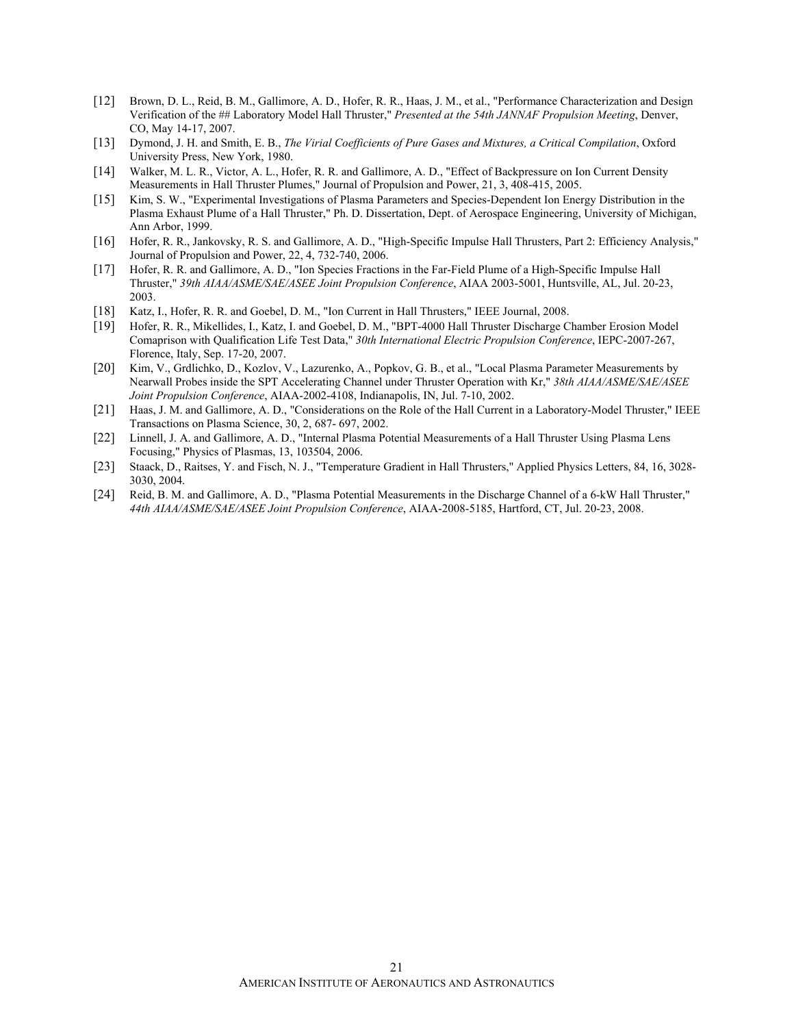[12] Brown, D. L., Reid, B. M., Gallimore, A. D., Hofer, R. R., Haas, J. M., et al., "Performance Characterization and Design Verification of the ## Laboratory Model Hall Thruster," *Presented at the 54th JANNAF Propulsion Meeting*, Denver, CO, May 14-17, 2007.

[13] Dymond, J. H. and Smith, E. B., *The Virial Coefficients of Pure Gases and Mixtures, a Critical Compilation*, Oxford University Press, New York, 1980.

[14] Walker, M. L. R., Victor, A. L., Hofer, R. R. and Gallimore, A. D., "Effect of Backpressure on Ion Current Density Measurements in Hall Thruster Plumes," Journal of Propulsion and Power, 21, 3, 408-415, 2005.

[15] Kim, S. W., "Experimental Investigations of Plasma Parameters and Species-Dependent Ion Energy Distribution in the Plasma Exhaust Plume of a Hall Thruster," Ph. D. Dissertation, Dept. of Aerospace Engineering, University of Michigan, Ann Arbor, 1999.

[16] Hofer, R. R., Jankovsky, R. S. and Gallimore, A. D., "High-Specific Impulse Hall Thrusters, Part 2: Efficiency Analysis," Journal of Propulsion and Power, 22, 4, 732-740, 2006.

[17] Hofer, R. R. and Gallimore, A. D., "Ion Species Fractions in the Far-Field Plume of a High-Specific Impulse Hall Thruster," *39th AIAA/ASME/SAE/ASEE Joint Propulsion Conference*, AIAA 2003-5001, Huntsville, AL, Jul. 20-23, 2003.

[18] Katz, I., Hofer, R. R. and Goebel, D. M., "Ion Current in Hall Thrusters," IEEE Journal, 2008.

[19] Hofer, R. R., Mikellides, I., Katz, I. and Goebel, D. M., "BPT-4000 Hall Thruster Discharge Chamber Erosion Model Comaprison with Qualification Life Test Data," *30th International Electric Propulsion Conference*, IEPC-2007-267, Florence, Italy, Sep. 17-20, 2007.

[20] Kim, V., Grdlichko, D., Kozlov, V., Lazurenko, A., Popkov, G. B., et al., "Local Plasma Parameter Measurements by Nearwall Probes inside the SPT Accelerating Channel under Thruster Operation with Kr," *38th AIAA/ASME/SAE/ASEE Joint Propulsion Conference*, AIAA-2002-4108, Indianapolis, IN, Jul. 7-10, 2002.

[21] Haas, J. M. and Gallimore, A. D., "Considerations on the Role of the Hall Current in a Laboratory-Model Thruster," IEEE Transactions on Plasma Science, 30, 2, 687- 697, 2002.

[22] Linnell, J. A. and Gallimore, A. D., "Internal Plasma Potential Measurements of a Hall Thruster Using Plasma Lens Focusing," Physics of Plasmas, 13, 103504, 2006.

[23] Staack, D., Raitses, Y. and Fisch, N. J., "Temperature Gradient in Hall Thrusters," Applied Physics Letters, 84, 16, 3028-3030, 2004.

[24] Reid, B. M. and Gallimore, A. D., "Plasma Potential Measurements in the Discharge Channel of a 6-kW Hall Thruster," *44th AIAA/ASME/SAE/ASEE Joint Propulsion Conference*, AIAA-2008-5185, Hartford, CT, Jul. 20-23, 2008.